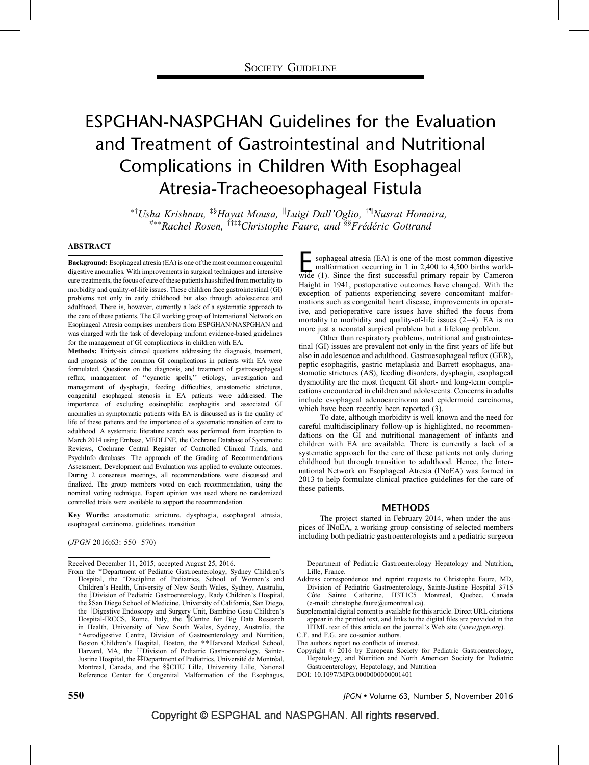Society Guideline

# ESPGHAN-NASPGHAN Guidelines for the Evaluation and Treatment of Gastrointestinal and Nutritional Complications in Children With Esophageal Atresia-Tracheoesophageal Fistula

[*†]Usha Krishnan, [‡§]Hayat Mousa, [||]Luigi Dall'Oglio, [†¶]Nusrat Homaira, [#**]Rachel Rosen, [††‡‡]Christophe Faure, and [§§]Frédéric Gottrand

## ABSTRACT

**Background:** Esophageal atresia (EA) is one of the most common congenital digestive anomalies. With improvements in surgical techniques and intensive care treatments, the focus of care of these patients has shifted from mortality to morbidity and quality-of-life issues. These children face gastrointestinal (GI) problems not only in early childhood but also through adolescence and adulthood. There is, however, currently a lack of a systematic approach to the care of these patients. The GI working group of International Network on Esophageal Atresia comprises members from ESPGHAN/NASPGHAN and was charged with the task of developing uniform evidence-based guidelines for the management of GI complications in children with EA.

**Methods:** Thirty-six clinical questions addressing the diagnosis, treatment, and prognosis of the common GI complications in patients with EA were formulated. Questions on the diagnosis, and treatment of gastroesophageal reflux, management of "cyanotic spells," etiology, investigation and management of dysphagia, feeding difficulties, anastomotic strictures, congenital esophageal stenosis in EA patients were addressed. The importance of excluding eosinophilic esophagitis and associated GI anomalies in symptomatic patients with EA is discussed as is the quality of life of these patients and the importance of a systematic transition of care to adulthood. A systematic literature search was performed from inception to March 2014 using Embase, MEDLINE, the Cochrane Database of Systematic Reviews, Cochrane Central Register of Controlled Clinical Trials, and PsychInfo databases. The approach of the Grading of Recommendations Assessment, Development and Evaluation was applied to evaluate outcomes. During 2 consensus meetings, all recommendations were discussed and finalized. The group members voted on each recommendation, using the nominal voting technique. Expert opinion was used where no randomized controlled trials were available to support the recommendation.

**Key Words:** anastomotic stricture, dysphagia, esophageal atresia, esophageal carcinoma, guidelines, transition

(*JPGN* 2016;63: 550–570)

Received December 11, 2015; accepted August 25, 2016.

From the *Department of Pediatric Gastroenterology, Sydney Children's Hospital, the †Discipline of Pediatrics, School of Women's and Children's Health, University of New South Wales, Sydney, Australia, the ‡Division of Pediatric Gastroenterology, Rady Children's Hospital, the §San Diego School of Medicine, University of California, San Diego, the ||Digestive Endoscopy and Surgery Unit, Bambino Gesu Children's Hospital-IRCCS, Rome, Italy, the ¶Centre for Big Data Research in Health, University of New South Wales, Sydney, Australia, the #Aerodigestive Centre, Division of Gastroenterology and Nutrition, Boston Children's Hospital, Boston, the **Harvard Medical School, Harvard, MA, the ††Division of Pediatric Gastroenterology, Sainte-Justine Hospital, the ‡‡Department of Pediatrics, Université de Montréal, Montreal, Canada, and the §§CHU Lille, University Lille, National Reference Center for Congenital Malformation of the Esophagus, Department of Pediatric Gastroenterology Hepatology and Nutrition, Lille, France.

Address correspondence and reprint requests to Christophe Faure, MD, Division of Pediatric Gastroenterology, Sainte-Justine Hospital 3715 Côte Sainte Catherine, H3T1C5 Montreal, Quebec, Canada (e-mail: christophe.faure@umontreal.ca).

Supplemental digital content is available for this article. Direct URL citations appear in the printed text, and links to the digital files are provided in the HTML text of this article on the journal's Web site (*www.jpgn.org*).

C.F. and F.G. are co-senior authors.

The authors report no conflicts of interest.

Copyright © 2016 by European Society for Pediatric Gastroenterology, Hepatology, and Nutrition and North American Society for Pediatric Gastroenterology, Hepatology, and Nutrition

DOI: 10.1097/MPG.0000000000001401

Esophageal atresia (EA) is one of the most common digestive malformation occurring in 1 in 2,400 to 4,500 births worldwide (1). Since the first successful primary repair by Cameron Haight in 1941, postoperative outcomes have changed. With the exception of patients experiencing severe concomitant malformations such as congenital heart disease, improvements in operative, and perioperative care issues have shifted the focus from mortality to morbidity and quality-of-life issues (2–4). EA is no more just a neonatal surgical problem but a lifelong problem.

Other than respiratory problems, nutritional and gastrointestinal (GI) issues are prevalent not only in the first years of life but also in adolescence and adulthood. Gastroesophageal reflux (GER), peptic esophagitis, gastric metaplasia and Barrett esophagus, anastomotic strictures (AS), feeding disorders, dysphagia, esophageal dysmotility are the most frequent GI short- and long-term complications encountered in children and adolescents. Concerns in adults include esophageal adenocarcinoma and epidermoid carcinoma, which have been recently been reported (3).

To date, although morbidity is well known and the need for careful multidisciplinary follow-up is highlighted, no recommendations on the GI and nutritional management of infants and children with EA are available. There is currently a lack of a systematic approach for the care of these patients not only during childhood but through transition to adulthood. Hence, the International Network on Esophageal Atresia (INoEA) was formed in 2013 to help formulate clinical practice guidelines for the care of these patients.

## METHODS

The project started in February 2014, when under the auspices of INoEA, a working group consisting of selected members including both pediatric gastroenterologists and a pediatric surgeon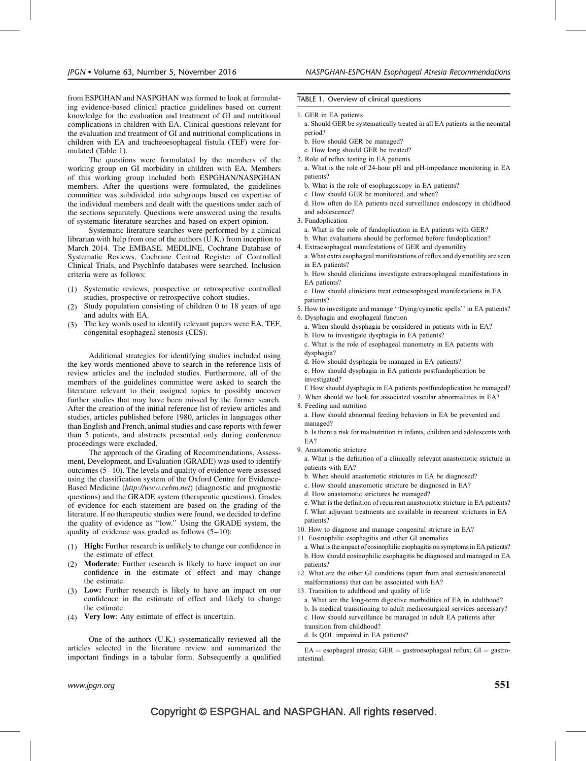from ESPGHAN and NASPGHAN was formed to look at formulating evidence-based clinical practice guidelines based on current knowledge for the evaluation and treatment of GI and nutritional complications in children with EA. Clinical questions relevant for the evaluation and treatment of GI and nutritional complications in children with EA and tracheoesophageal fistula (TEF) were formulated (Table 1).

The questions were formulated by the members of the working group on GI morbidity in children with EA. Members of this working group included both ESPGHAN/NASPGHAN members. After the questions were formulated, the guidelines committee was subdivided into subgroups based on expertise of the individual members and dealt with the questions under each of the sections separately. Questions were answered using the results of systematic literature searches and based on expert opinion.

Systematic literature searches were performed by a clinical librarian with help from one of the authors (U.K.) from inception to March 2014. The EMBASE, MEDLINE, Cochrane Database of Systematic Reviews, Cochrane Central Register of Controlled Clinical Trials, and PsychInfo databases were searched. Inclusion criteria were as follows:

(1) Systematic reviews, prospective or retrospective controlled studies, prospective or retrospective cohort studies.
(2) Study population consisting of children 0 to 18 years of age and adults with EA.
(3) The key words used to identify relevant papers were EA, TEF, congenital esophageal stenosis (CES).

Additional strategies for identifying studies included using the key words mentioned above to search in the reference lists of review articles and the included studies. Furthermore, all of the members of the guidelines committee were asked to search the literature relevant to their assigned topics to possibly uncover further studies that may have been missed by the former search. After the creation of the initial reference list of review articles and studies, articles published before 1980, articles in languages other than English and French, animal studies and case reports with fewer than 5 patients, and abstracts presented only during conference proceedings were excluded.

The approach of the Grading of Recommendations, Assessment, Development, and Evaluation (GRADE) was used to identify outcomes (5–10). The levels and quality of evidence were assessed using the classification system of the Oxford Centre for Evidence-Based Medicine (*http://www.cebm.net*) (diagnostic and prognostic questions) and the GRADE system (therapeutic questions). Grades of evidence for each statement are based on the grading of the literature. If no therapeutic studies were found, we decided to define the quality of evidence as ''low.'' Using the GRADE system, the quality of evidence was graded as follows (5–10):

(1) **High:** Further research is unlikely to change our confidence in the estimate of effect.
(2) **Moderate**: Further research is likely to have impact on our confidence in the estimate of effect and may change the estimate.
(3) **Low:** Further research is likely to have an impact on our confidence in the estimate of effect and likely to change the estimate.
(4) **Very low**: Any estimate of effect is uncertain.

One of the authors (U.K.) systematically reviewed all the articles selected in the literature review and summarized the important findings in a tabular form. Subsequently a qualified

TABLE 1. Overview of clinical questions

1. GER in EA patients
   a. Should GER be systematically treated in all EA patients in the neonatal period?
   b. How should GER be managed?
   c. How long should GER be treated?
2. Role of reflux testing in EA patients
   a. What is the role of 24-hour pH and pH-impedance monitoring in EA patients?
   b. What is the role of esophagoscopy in EA patients?
   c. How should GER be monitored, and when?
   d. How often do EA patients need surveillance endoscopy in childhood and adolescence?
3. Fundoplication
   a. What is the role of fundoplication in EA patients with GER?
   b. What evaluations should be performed before fundoplication?
4. Extraesophageal manifestations of GER and dysmotility
   a. What extra esophageal manifestations of reflux and dysmotility are seen in EA patients?
   b. How should clinicians investigate extraesophageal manifestations in EA patients?
   c. How should clinicians treat extraesophageal manifestations in EA patients?
5. How to investigate and manage ''Dying/cyanotic spells'' in EA patients?
6. Dysphagia and esophageal function
   a. When should dysphagia be considered in patients with in EA?
   b. How to investigate dysphagia in EA patients?
   c. What is the role of esophageal manometry in EA patients with dysphagia?
   d. How should dysphagia be managed in EA patients?
   e. How should dysphagia in EA patients postfundoplication be investigated?
   f. How should dysphagia in EA patients postfundoplication be managed?
7. When should we look for associated vascular abnormalities in EA?
8. Feeding and nutrition
   a. How should abnormal feeding behaviors in EA be prevented and managed?
   b. Is there a risk for malnutrition in infants, children and adolescents with EA?
9. Anastomotic stricture
   a. What is the definition of a clinically relevant anastomotic stricture in patients with EA?
   b. When should anastomotic strictures in EA be diagnosed?
   c. How should anastomotic stricture be diagnosed in EA?
   d. How anastomotic strictures be managed?
   e. What is the definition of recurrent anastomotic stricture in EA patients?
   f. What adjuvant treatments are available in recurrent strictures in EA patients?
10. How to diagnose and manage congenital stricture in EA?
11. Eosinophilic esophagitis and other GI anomalies
   a. What is the impact of eosinophilic esophagitis on symptoms in EA patients?
   b. How should eosinophilic esophagitis be diagnosed and managed in EA patients?
12. What are the other GI conditions (apart from anal stenosis/anorectal malformations) that can be associated with EA?
13. Transition to adulthood and quality of life
   a. What are the long-term digestive morbidities of EA in adulthood?
   b. Is medical transitioning to adult medicosurgical services necessary?
   c. How should surveillance be managed in adult EA patients after transition from childhood?
   d. Is QOL impaired in EA patients?

EA = esophageal atresia; GER = gastroesophageal reflux; GI = gastrointestinal.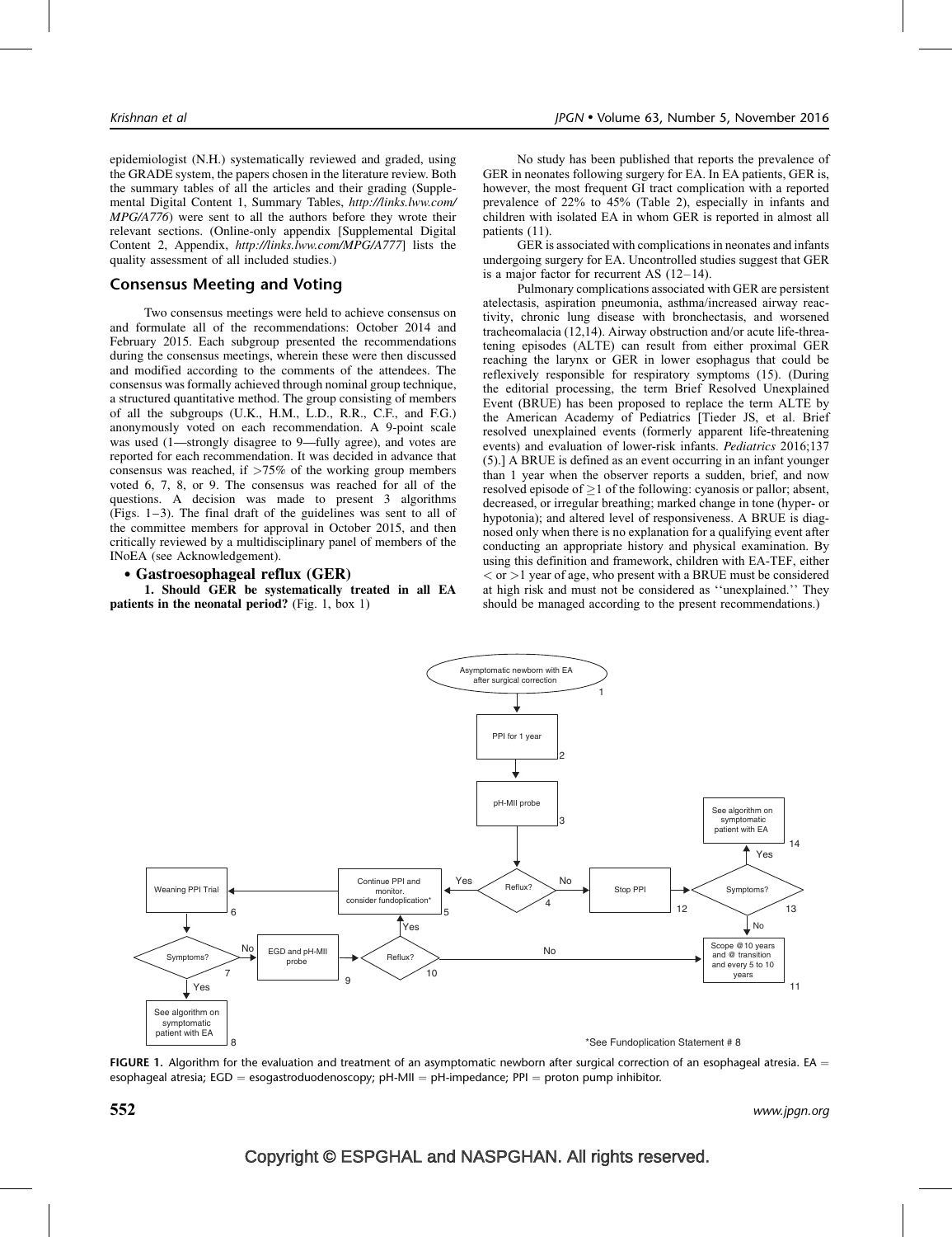epidemiologist (N.H.) systematically reviewed and graded, using the GRADE system, the papers chosen in the literature review. Both the summary tables of all the articles and their grading (Supplemental Digital Content 1, Summary Tables, *http://links.lww.com/MPG/A776*) were sent to all the authors before they wrote their relevant sections. (Online-only appendix [Supplemental Digital Content 2, Appendix, *http://links.lww.com/MPG/A777*] lists the quality assessment of all included studies.)

## Consensus Meeting and Voting

Two consensus meetings were held to achieve consensus on and formulate all of the recommendations: October 2014 and February 2015. Each subgroup presented the recommendations during the consensus meetings, wherein these were then discussed and modified according to the comments of the attendees. The consensus was formally achieved through nominal group technique, a structured quantitative method. The group consisting of members of all the subgroups (U.K., H.M., L.D., R.R., C.F., and F.G.) anonymously voted on each recommendation. A 9-point scale was used (1—strongly disagree to 9—fully agree), and votes are reported for each recommendation. It was decided in advance that consensus was reached, if >75% of the working group members voted 6, 7, 8, or 9. The consensus was reached for all of the questions. A decision was made to present 3 algorithms (Figs. 1–3). The final draft of the guidelines was sent to all of the committee members for approval in October 2015, and then critically reviewed by a multidisciplinary panel of members of the INoEA (see Acknowledgement).

- **Gastroesophageal reflux (GER)**

**1. Should GER be systematically treated in all EA patients in the neonatal period?** (Fig. 1, box 1)

No study has been published that reports the prevalence of GER in neonates following surgery for EA. In EA patients, GER is, however, the most frequent GI tract complication with a reported prevalence of 22% to 45% (Table 2), especially in infants and children with isolated EA in whom GER is reported in almost all patients (11).

GER is associated with complications in neonates and infants undergoing surgery for EA. Uncontrolled studies suggest that GER is a major factor for recurrent AS (12–14).

Pulmonary complications associated with GER are persistent atelectasis, aspiration pneumonia, asthma/increased airway reactivity, chronic lung disease with bronchiectasis, and worsened tracheomalacia (12,14). Airway obstruction and/or acute life-threatening episodes (ALTE) can result from either proximal GER reaching the larynx or GER in lower esophagus that could be reflexively responsible for respiratory symptoms (15). (During the editorial processing, the term Brief Resolved Unexplained Event (BRUE) has been proposed to replace the term ALTE by the American Academy of Pediatrics [Tieder JS, et al. Brief resolved unexplained events (formerly apparent life-threatening events) and evaluation of lower-risk infants. *Pediatrics* 2016;137 (5).] A BRUE is defined as an event occurring in an infant younger than 1 year when the observer reports a sudden, brief, and now resolved episode of $\geq$1 of the following: cyanosis or pallor; absent, decreased, or irregular breathing; marked change in tone (hyper- or hypotonia); and altered level of responsiveness. A BRUE is diagnosed only when there is no explanation for a qualifying event after conducting an appropriate history and physical examination. By using this definition and framework, children with EA-TEF, either < or >1 year of age, who present with a BRUE must be considered at high risk and must not be considered as ''unexplained.'' They should be managed according to the present recommendations.)

*See Fundoplication Statement # 8

**FIGURE 1.** Algorithm for the evaluation and treatment of an asymptomatic newborn after surgical correction of an esophageal atresia. EA = esophageal atresia; EGD = esogastroduodenoscopy; pH-MII = pH-impedance; PPI = proton pump inhibitor.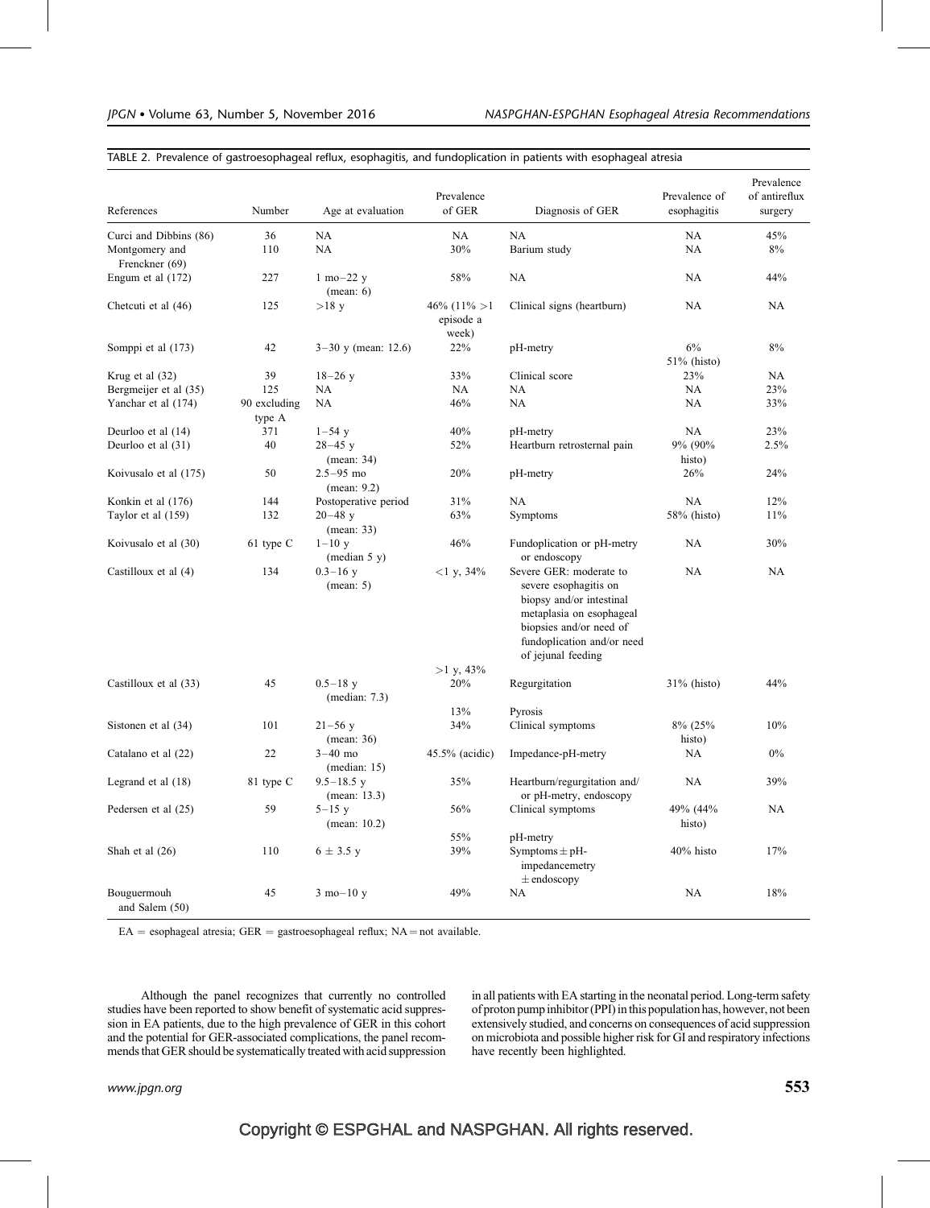TABLE 2. Prevalence of gastroesophageal reflux, esophagitis, and fundoplication in patients with esophageal atresia

| References | Number | Age at evaluation | Prevalence of GER | Diagnosis of GER | Prevalence of esophagitis | Prevalence of antireflux surgery |
|---|---|---|---|---|---|---|
| Curci and Dibbins (86) | 36 | NA | NA | NA | NA | 45% |
| Montgomery and Frenckner (69) | 110 | NA | 30% | Barium study | NA | 8% |
| Engum et al (172) | 227 | 1 mo–22 y (mean: 6) | 58% | NA | NA | 44% |
| Chetcuti et al (46) | 125 | >18 y | 46% (11% >1 episode a week) | Clinical signs (heartburn) | NA | NA |
| Somppi et al (173) | 42 | 3–30 y (mean: 12.6) | 22% | pH-metry | 6% 51% (histo) | 8% |
| Krug et al (32) | 39 | 18–26 y | 33% | Clinical score | 23% | NA |
| Bergmeijer et al (35) | 125 | NA | NA | NA | NA | 23% |
| Yanchar et al (174) | 90 excluding type A | NA | 46% | NA | NA | 33% |
| Deurloo et al (14) | 371 | 1–54 y | 40% | pH-metry | NA | 23% |
| Deurloo et al (31) | 40 | 28–45 y (mean: 34) | 52% | Heartburn retrosternal pain | 9% (90% histo) | 2.5% |
| Koivusalo et al (175) | 50 | 2.5–95 mo (mean: 9.2) | 20% | pH-metry | 26% | 24% |
| Konkin et al (176) | 144 | Postoperative period | 31% | NA | NA | 12% |
| Taylor et al (159) | 132 | 20–48 y (mean: 33) | 63% | Symptoms | 58% (histo) | 11% |
| Koivusalo et al (30) | 61 type C | 1–10 y (median 5 y) | 46% | Fundoplication or pH-metry or endoscopy | NA | 30% |
| Castilloux et al (4) | 134 | 0.3–16 y (mean: 5) | <1 y, 34% >1 y, 43% | Severe GER: moderate to severe esophagitis on biopsy and/or intestinal metaplasia on esophageal biopsies and/or need of fundoplication and/or need of jejunal feeding | NA | NA |
| Castilloux et al (33) | 45 | 0.5–18 y (median: 7.3) | 20% 13% | Regurgitation Pyrosis | 31% (histo) | 44% |
| Sistonen et al (34) | 101 | 21–56 y (mean: 36) | 34% | Clinical symptoms | 8% (25% histo) | 10% |
| Catalano et al (22) | 22 | 3–40 mo (median: 15) | 45.5% (acidic) | Impedance-pH-metry | NA | 0% |
| Legrand et al (18) | 81 type C | 9.5–18.5 y (mean: 13.3) | 35% | Heartburn/regurgitation and/ or pH-metry, endoscopy | NA | 39% |
| Pedersen et al (25) | 59 | 5–15 y (mean: 10.2) | 56% 55% | Clinical symptoms pH-metry | 49% (44% histo) | NA |
| Shah et al (26) | 110 | 6 ± 3.5 y | 39% | Symptoms ± pH-impedancemetry ± endoscopy | 40% histo | 17% |
| Bouguermouh and Salem (50) | 45 | 3 mo–10 y | 49% | NA | NA | 18% |

EA = esophageal atresia; GER = gastroesophageal reflux; NA = not available.

Although the panel recognizes that currently no controlled studies have been reported to show benefit of systematic acid suppression in EA patients, due to the high prevalence of GER in this cohort and the potential for GER-associated complications, the panel recommends that GER should be systematically treated with acid suppression in all patients with EA starting in the neonatal period. Long-term safety of proton pump inhibitor (PPI) in this population has, however, not been extensively studied, and concerns on consequences of acid suppression on microbiota and possible higher risk for GI and respiratory infections have recently been highlighted.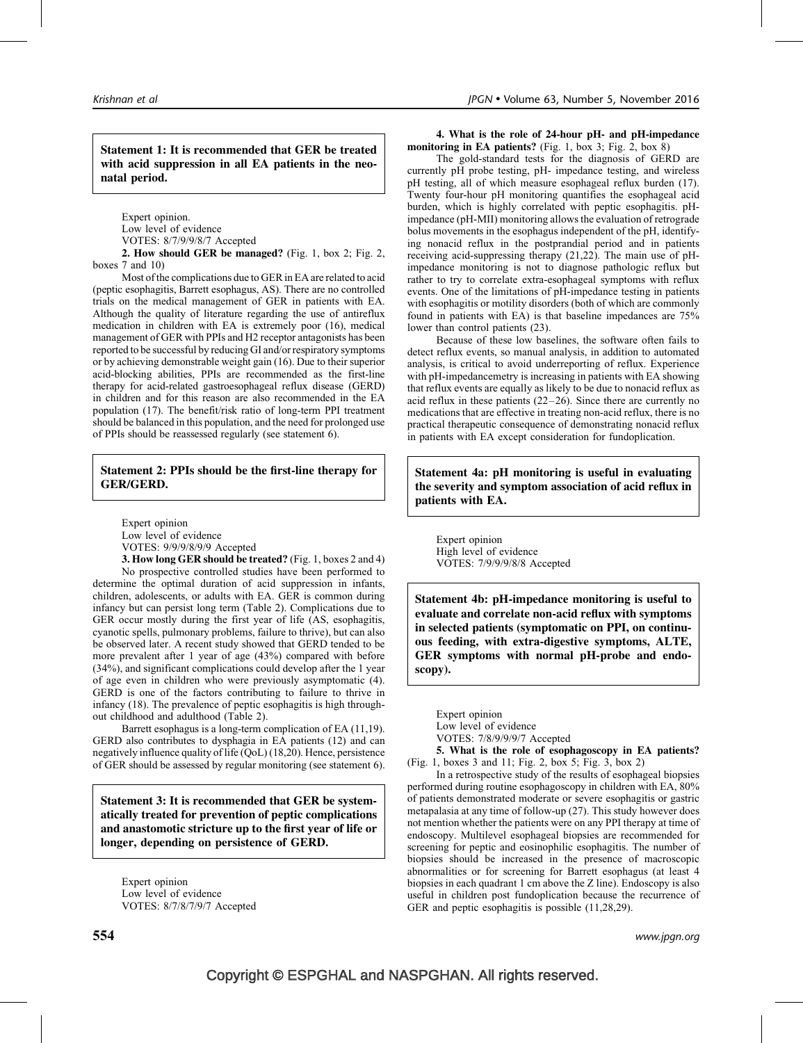**Statement 1: It is recommended that GER be treated with acid suppression in all EA patients in the neonatal period.**

Expert opinion.
Low level of evidence
VOTES: 8/7/9/9/8/7 Accepted

**2. How should GER be managed?** (Fig. 1, box 2; Fig. 2, boxes 7 and 10)

Most of the complications due to GER in EA are related to acid (peptic esophagitis, Barrett esophagus, AS). There are no controlled trials on the medical management of GER in patients with EA. Although the quality of literature regarding the use of antireflux medication in children with EA is extremely poor (16), medical management of GER with PPIs and H2 receptor antagonists has been reported to be successful by reducing GI and/or respiratory symptoms or by achieving demonstrable weight gain (16). Due to their superior acid-blocking abilities, PPIs are recommended as the first-line therapy for acid-related gastroesophageal reflux disease (GERD) in children and for this reason are also recommended in the EA population (17). The benefit/risk ratio of long-term PPI treatment should be balanced in this population, and the need for prolonged use of PPIs should be reassessed regularly (see statement 6).

**Statement 2: PPIs should be the first-line therapy for GER/GERD.**

Expert opinion
Low level of evidence
VOTES: 9/9/9/8/9/9 Accepted

**3. How long GER should be treated?** (Fig. 1, boxes 2 and 4)

No prospective controlled studies have been performed to determine the optimal duration of acid suppression in infants, children, adolescents, or adults with EA. GER is common during infancy but can persist long term (Table 2). Complications due to GER occur mostly during the first year of life (AS, esophagitis, cyanotic spells, pulmonary problems, failure to thrive), but can also be observed later. A recent study showed that GERD tended to be more prevalent after 1 year of age (43%) compared with before (34%), and significant complications could develop after the 1 year of age even in children who were previously asymptomatic (4). GERD is one of the factors contributing to failure to thrive in infancy (18). The prevalence of peptic esophagitis is high throughout childhood and adulthood (Table 2).

Barrett esophagus is a long-term complication of EA (11,19). GERD also contributes to dysphagia in EA patients (12) and can negatively influence quality of life (QoL) (18,20). Hence, persistence of GER should be assessed by regular monitoring (see statement 6).

**Statement 3: It is recommended that GER be systematically treated for prevention of peptic complications and anastomotic stricture up to the first year of life or longer, depending on persistence of GERD.**

Expert opinion
Low level of evidence
VOTES: 8/7/8/7/9/7 Accepted

**4. What is the role of 24-hour pH- and pH-impedance monitoring in EA patients?** (Fig. 1, box 3; Fig. 2, box 8)

The gold-standard tests for the diagnosis of GERD are currently pH probe testing, pH- impedance testing, and wireless pH testing, all of which measure esophageal reflux burden (17). Twenty four-hour pH monitoring quantifies the esophageal acid burden, which is highly correlated with peptic esophagitis. pH-impedance (pH-MII) monitoring allows the evaluation of retrograde bolus movements in the esophagus independent of the pH, identifying nonacid reflux in the postprandial period and in patients receiving acid-suppressing therapy (21,22). The main use of pH-impedance monitoring is not to diagnose pathologic reflux but rather to try to correlate extra-esophageal symptoms with reflux events. One of the limitations of pH-impedance testing in patients with esophagitis or motility disorders (both of which are commonly found in patients with EA) is that baseline impedances are 75% lower than control patients (23).

Because of these low baselines, the software often fails to detect reflux events, so manual analysis, in addition to automated analysis, is critical to avoid underreporting of reflux. Experience with pH-impedancemetry is increasing in patients with EA showing that reflux events are equally as likely to be due to nonacid reflux as acid reflux in these patients (22–26). Since there are currently no medications that are effective in treating non-acid reflux, there is no practical therapeutic consequence of demonstrating nonacid reflux in patients with EA except consideration for fundoplication.

**Statement 4a: pH monitoring is useful in evaluating the severity and symptom association of acid reflux in patients with EA.**

Expert opinion
High level of evidence
VOTES: 7/9/9/9/8/8 Accepted

**Statement 4b: pH-impedance monitoring is useful to evaluate and correlate non-acid reflux with symptoms in selected patients (symptomatic on PPI, on continuous feeding, with extra-digestive symptoms, ALTE, GER symptoms with normal pH-probe and endoscopy).**

Expert opinion
Low level of evidence
VOTES: 7/8/9/9/9/7 Accepted

**5. What is the role of esophagoscopy in EA patients?** (Fig. 1, boxes 3 and 11; Fig. 2, box 5; Fig. 3, box 2)

In a retrospective study of the results of esophageal biopsies performed during routine esophagoscopy in children with EA, 80% of patients demonstrated moderate or severe esophagitis or gastric metapalasia at any time of follow-up (27). This study however does not mention whether the patients were on any PPI therapy at time of endoscopy. Multilevel esophageal biopsies are recommended for screening for peptic and eosinophilic esophagitis. The number of biopsies should be increased in the presence of macroscopic abnormalities or for screening for Barrett esophagus (at least 4 biopsies in each quadrant 1 cm above the Z line). Endoscopy is also useful in children post fundoplication because the recurrence of GER and peptic esophagitis is possible (11,28,29).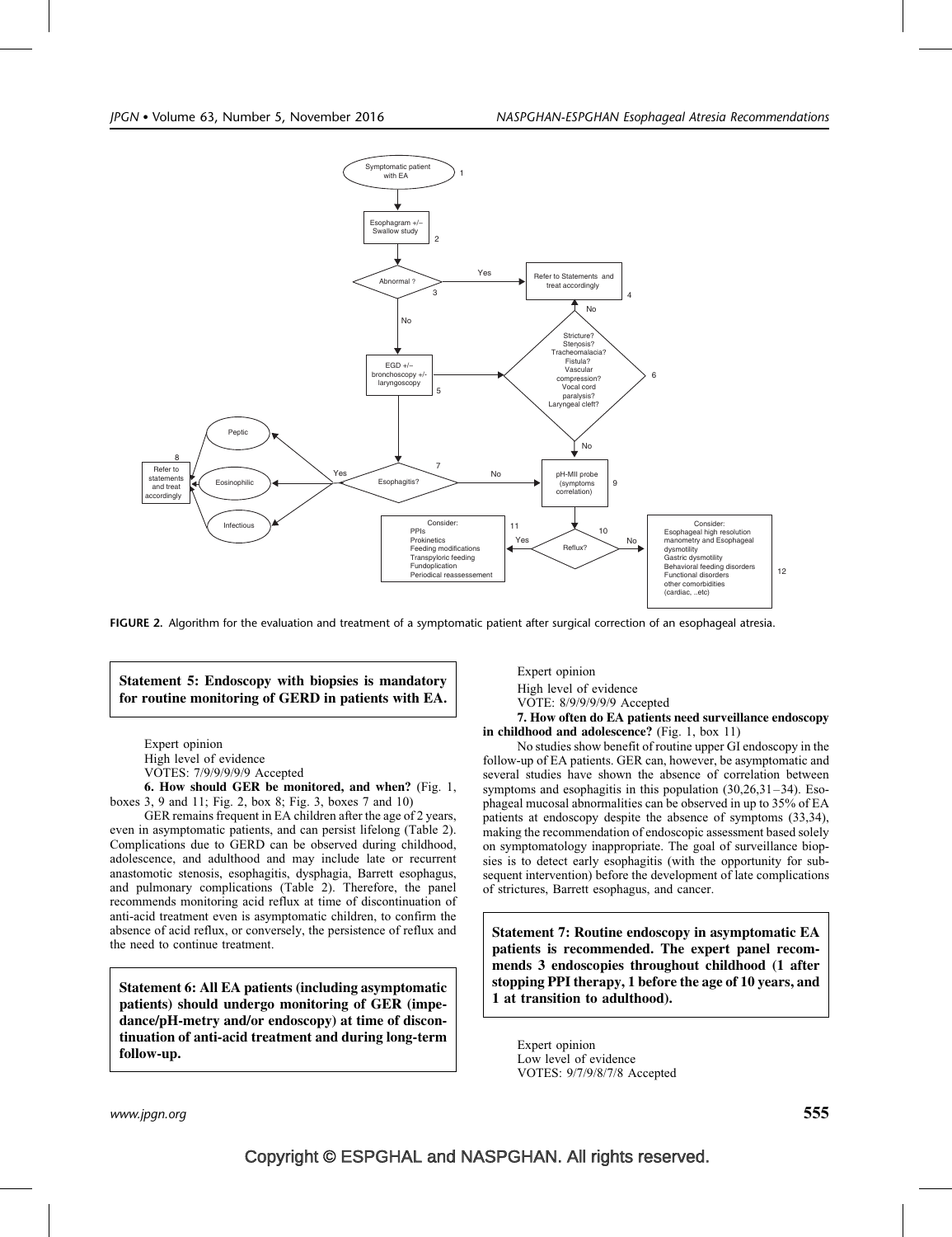FIGURE 2. Algorithm for the evaluation and treatment of a symptomatic patient after surgical correction of an esophageal atresia.

**Statement 5: Endoscopy with biopsies is mandatory for routine monitoring of GERD in patients with EA.**

Expert opinion
High level of evidence
VOTES: 7/9/9/9/9/9 Accepted

**6. How should GER be monitored, and when?** (Fig. 1, boxes 3, 9 and 11; Fig. 2, box 8; Fig. 3, boxes 7 and 10)

GER remains frequent in EA children after the age of 2 years, even in asymptomatic patients, and can persist lifelong (Table 2). Complications due to GERD can be observed during childhood, adolescence, and adulthood and may include late or recurrent anastomotic stenosis, esophagitis, dysphagia, Barrett esophagus, and pulmonary complications (Table 2). Therefore, the panel recommends monitoring acid reflux at time of discontinuation of anti-acid treatment even is asymptomatic children, to confirm the absence of acid reflux, or conversely, the persistence of reflux and the need to continue treatment.

**Statement 6: All EA patients (including asymptomatic patients) should undergo monitoring of GER (impedance/pH-metry and/or endoscopy) at time of discontinuation of anti-acid treatment and during long-term follow-up.**

Expert opinion
High level of evidence
VOTE: 8/9/9/9/9/9 Accepted

**7. How often do EA patients need surveillance endoscopy in childhood and adolescence?** (Fig. 1, box 11)

No studies show benefit of routine upper GI endoscopy in the follow-up of EA patients. GER can, however, be asymptomatic and several studies have shown the absence of correlation between symptoms and esophagitis in this population (30,26,31–34). Esophageal mucosal abnormalities can be observed in up to 35% of EA patients at endoscopy despite the absence of symptoms (33,34), making the recommendation of endoscopic assessment based solely on symptomatology inappropriate. The goal of surveillance biopsies is to detect early esophagitis (with the opportunity for subsequent intervention) before the development of late complications of strictures, Barrett esophagus, and cancer.

**Statement 7: Routine endoscopy in asymptomatic EA patients is recommended. The expert panel recommends 3 endoscopies throughout childhood (1 after stopping PPI therapy, 1 before the age of 10 years, and 1 at transition to adulthood).**

Expert opinion
Low level of evidence
VOTES: 9/7/9/8/7/8 Accepted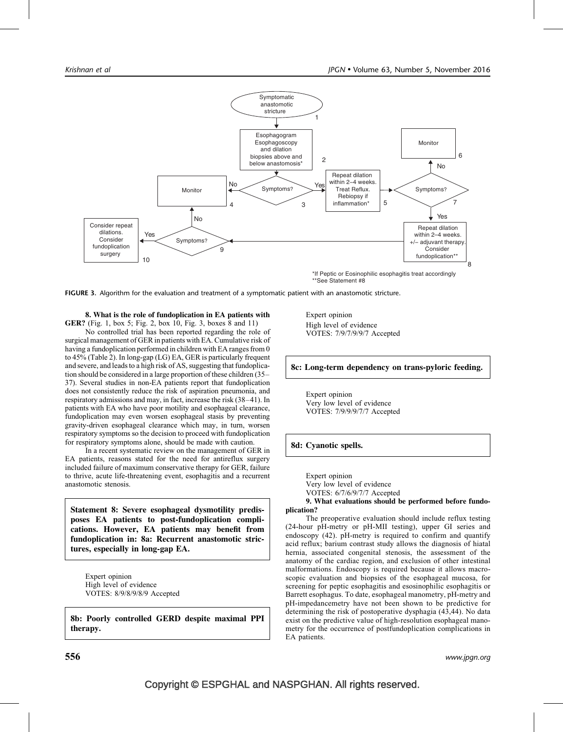Symptomatic anastomotic stricture (1) → Esophagogram Esophagoscopy and dilation biopsies above and below anastomosis* (2) → Symptoms? (3)

- No → Monitor (4)
- Yes → Repeat dilation within 2–4 weeks. Treat Reflux. Rebiopsy if inflammation* (5) → Symptoms? (7)
  - No → Monitor (6)
  - Yes → Repeat dilation within 2–4 weeks. +/– adjuvant therapy. Consider fundoplication** (8) → Symptoms? (9)
    - No → Monitor (4)
    - Yes → Consider repeat dilations. Consider fundoplication surgery (10)

*If Peptic or Eosinophilic esophagitis treat accordingly
**See Statement #8

**FIGURE 3.** Algorithm for the evaluation and treatment of a symptomatic patient with an anastomotic stricture.

**8. What is the role of fundoplication in EA patients with GER?** (Fig. 1, box 5; Fig. 2, box 10, Fig. 3, boxes 8 and 11)

No controlled trial has been reported regarding the role of surgical management of GER in patients with EA. Cumulative risk of having a fundoplication performed in children with EA ranges from 0 to 45% (Table 2). In long-gap (LG) EA, GER is particularly frequent and severe, and leads to a high risk of AS, suggesting that fundoplication should be considered in a large proportion of these children (35–37). Several studies in non-EA patients report that fundoplication does not consistently reduce the risk of aspiration pneumonia, and respiratory admissions and may, in fact, increase the risk (38–41). In patients with EA who have poor motility and esophageal clearance, fundoplication may even worsen esophageal stasis by preventing gravity-driven esophageal clearance which may, in turn, worsen respiratory symptoms so the decision to proceed with fundoplication for respiratory symptoms alone, should be made with caution.

In a recent systematic review on the management of GER in EA patients, reasons stated for the need for antireflux surgery included failure of maximum conservative therapy for GER, failure to thrive, acute life-threatening event, esophagitis and a recurrent anastomotic stenosis.

**Statement 8: Severe esophageal dysmotility predisposes EA patients to post-fundoplication complications. However, EA patients may benefit from fundoplication in: 8a: Recurrent anastomotic strictures, especially in long-gap EA.**

Expert opinion
High level of evidence
VOTES: 8/9/8/9/8/9 Accepted

**8b: Poorly controlled GERD despite maximal PPI therapy.**

Expert opinion
High level of evidence
VOTES: 7/9/7/9/9/7 Accepted

**8c: Long-term dependency on trans-pyloric feeding.**

Expert opinion
Very low level of evidence
VOTES: 7/9/9/9/7/7 Accepted

**8d: Cyanotic spells.**

Expert opinion
Very low level of evidence
VOTES: 6/7/6/9/7/7 Accepted

**9. What evaluations should be performed before fundoplication?**

The preoperative evaluation should include reflux testing (24-hour pH-metry or pH-MII testing), upper GI series and endoscopy (42). pH-metry is required to confirm and quantify acid reflux; barium contrast study allows the diagnosis of hiatal hernia, associated congenital stenosis, the assessment of the anatomy of the cardiac region, and exclusion of other intestinal malformations. Endoscopy is required because it allows macroscopic evaluation and biopsies of the esophageal mucosa, for screening for peptic esophagitis and esosinophilic esophagitis or Barrett esophagus. To date, esophageal manometry, pH-metry and pH-impedancemetry have not been shown to be predictive for determining the risk of postoperative dysphagia (43,44). No data exist on the predictive value of high-resolution esophageal manometry for the occurrence of postfundoplication complications in EA patients.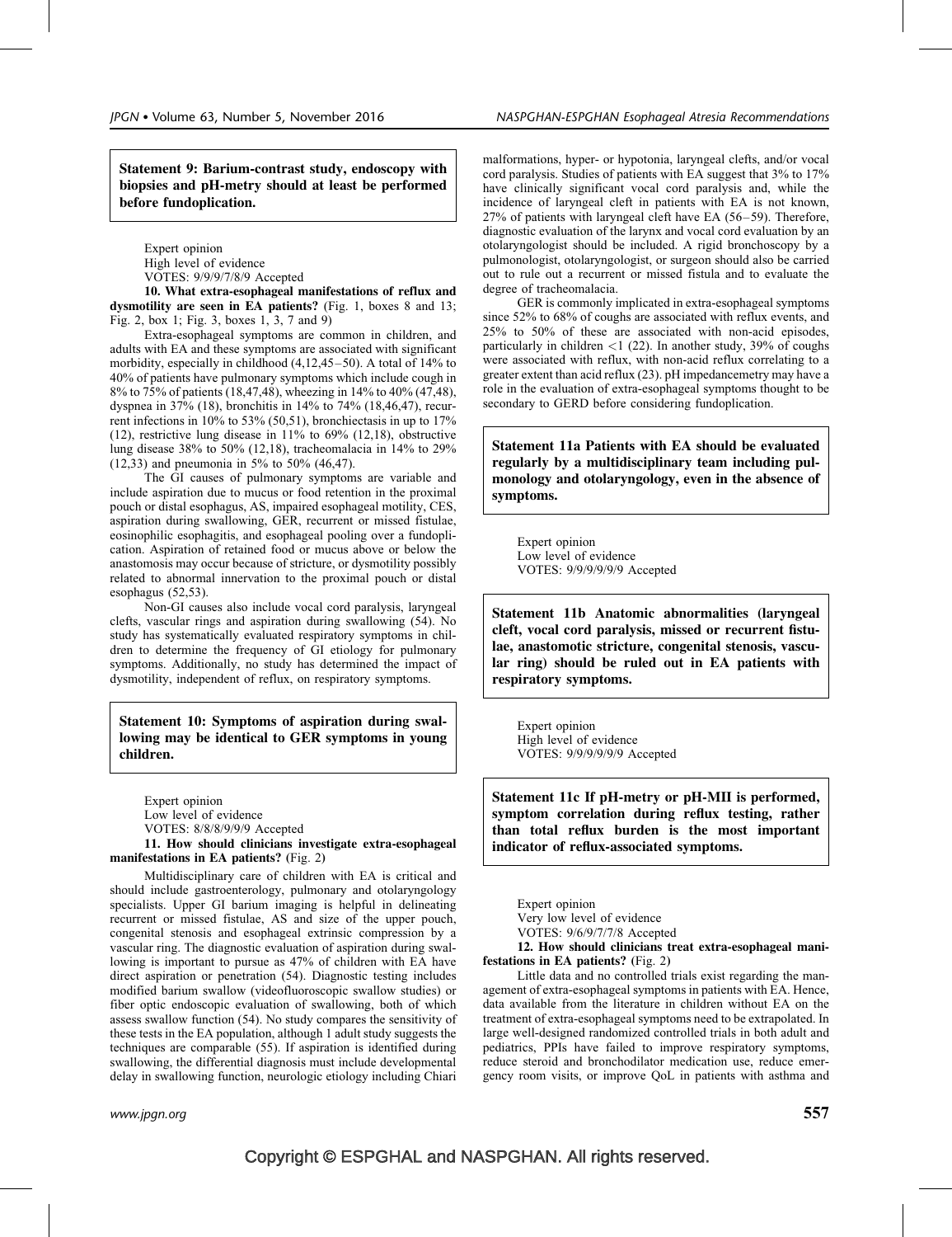**Statement 9: Barium-contrast study, endoscopy with biopsies and pH-metry should at least be performed before fundoplication.**

Expert opinion
High level of evidence
VOTES: 9/9/9/7/8/9 Accepted

**10. What extra-esophageal manifestations of reflux and dysmotility are seen in EA patients?** (Fig. 1, boxes 8 and 13; Fig. 2, box 1; Fig. 3, boxes 1, 3, 7 and 9)

Extra-esophageal symptoms are common in children, and adults with EA and these symptoms are associated with significant morbidity, especially in childhood (4,12,45–50). A total of 14% to 40% of patients have pulmonary symptoms which include cough in 8% to 75% of patients (18,47,48), wheezing in 14% to 40% (47,48), dyspnea in 37% (18), bronchitis in 14% to 74% (18,46,47), recurrent infections in 10% to 53% (50,51), bronchiectasis in up to 17% (12), restrictive lung disease in 11% to 69% (12,18), obstructive lung disease 38% to 50% (12,18), tracheomalacia in 14% to 29% (12,33) and pneumonia in 5% to 50% (46,47).

The GI causes of pulmonary symptoms are variable and include aspiration due to mucus or food retention in the proximal pouch or distal esophagus, AS, impaired esophageal motility, CES, aspiration during swallowing, GER, recurrent or missed fistulae, eosinophilic esophagitis, and esophageal pooling over a fundoplication. Aspiration of retained food or mucus above or below the anastomosis may occur because of stricture, or dysmotility possibly related to abnormal innervation to the proximal pouch or distal esophagus (52,53).

Non-GI causes also include vocal cord paralysis, laryngeal clefts, vascular rings and aspiration during swallowing (54). No study has systematically evaluated respiratory symptoms in children to determine the frequency of GI etiology for pulmonary symptoms. Additionally, no study has determined the impact of dysmotility, independent of reflux, on respiratory symptoms.

**Statement 10: Symptoms of aspiration during swallowing may be identical to GER symptoms in young children.**

Expert opinion
Low level of evidence
VOTES: 8/8/8/9/9/9 Accepted

**11. How should clinicians investigate extra-esophageal manifestations in EA patients?** (Fig. 2)

Multidisciplinary care of children with EA is critical and should include gastroenterology, pulmonary and otolaryngology specialists. Upper GI barium imaging is helpful in delineating recurrent or missed fistulae, AS and size of the upper pouch, congenital stenosis and esophageal extrinsic compression by a vascular ring. The diagnostic evaluation of aspiration during swallowing is important to pursue as 47% of children with EA have direct aspiration or penetration (54). Diagnostic testing includes modified barium swallow (videofluoroscopic swallow studies) or fiber optic endoscopic evaluation of swallowing, both of which assess swallow function (54). No study compares the sensitivity of these tests in the EA population, although 1 adult study suggests the techniques are comparable (55). If aspiration is identified during swallowing, the differential diagnosis must include developmental delay in swallowing function, neurologic etiology including Chiari malformations, hyper- or hypotonia, laryngeal clefts, and/or vocal cord paralysis. Studies of patients with EA suggest that 3% to 17% have clinically significant vocal cord paralysis and, while the incidence of laryngeal cleft in patients with EA is not known, 27% of patients with laryngeal cleft have EA (56–59). Therefore, diagnostic evaluation of the larynx and vocal cord evaluation by an otolaryngologist should be included. A rigid bronchoscopy by a pulmonologist, otolaryngologist, or surgeon should also be carried out to rule out a recurrent or missed fistula and to evaluate the degree of tracheomalacia.

GER is commonly implicated in extra-esophageal symptoms since 52% to 68% of coughs are associated with reflux events, and 25% to 50% of these are associated with non-acid episodes, particularly in children <1 (22). In another study, 39% of coughs were associated with reflux, with non-acid reflux correlating to a greater extent than acid reflux (23). pH impedancemetry may have a role in the evaluation of extra-esophageal symptoms thought to be secondary to GERD before considering fundoplication.

**Statement 11a Patients with EA should be evaluated regularly by a multidisciplinary team including pulmonology and otolaryngology, even in the absence of symptoms.**

Expert opinion
Low level of evidence
VOTES: 9/9/9/9/9/9 Accepted

**Statement 11b Anatomic abnormalities (laryngeal cleft, vocal cord paralysis, missed or recurrent fistulae, anastomotic stricture, congenital stenosis, vascular ring) should be ruled out in EA patients with respiratory symptoms.**

Expert opinion
High level of evidence
VOTES: 9/9/9/9/9/9 Accepted

**Statement 11c If pH-metry or pH-MII is performed, symptom correlation during reflux testing, rather than total reflux burden is the most important indicator of reflux-associated symptoms.**

Expert opinion
Very low level of evidence
VOTES: 9/6/9/7/7/8 Accepted

**12. How should clinicians treat extra-esophageal manifestations in EA patients?** (Fig. 2)

Little data and no controlled trials exist regarding the management of extra-esophageal symptoms in patients with EA. Hence, data available from the literature in children without EA on the treatment of extra-esophageal symptoms need to be extrapolated. In large well-designed randomized controlled trials in both adult and pediatrics, PPIs have failed to improve respiratory symptoms, reduce steroid and bronchodilator medication use, reduce emergency room visits, or improve QoL in patients with asthma and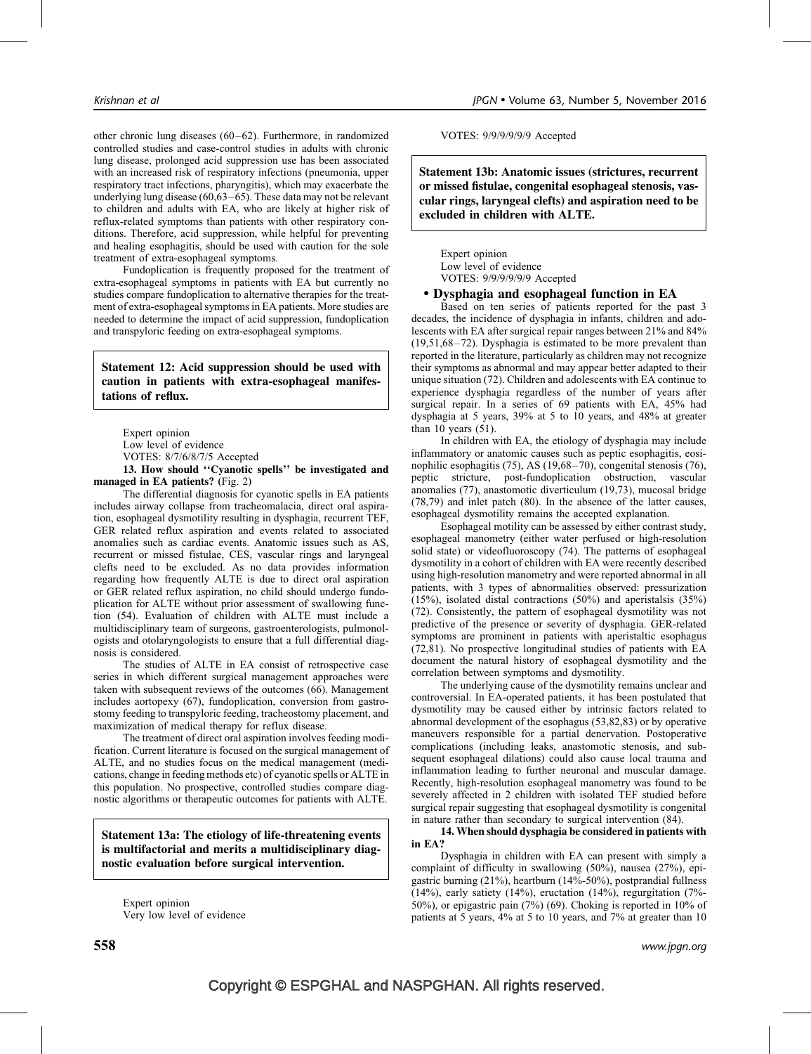other chronic lung diseases (60–62). Furthermore, in randomized controlled studies and case-control studies in adults with chronic lung disease, prolonged acid suppression use has been associated with an increased risk of respiratory infections (pneumonia, upper respiratory tract infections, pharyngitis), which may exacerbate the underlying lung disease (60,63–65). These data may not be relevant to children and adults with EA, who are likely at higher risk of reflux-related symptoms than patients with other respiratory conditions. Therefore, acid suppression, while helpful for preventing and healing esophagitis, should be used with caution for the sole treatment of extra-esophageal symptoms.

Fundoplication is frequently proposed for the treatment of extra-esophageal symptoms in patients with EA but currently no studies compare fundoplication to alternative therapies for the treatment of extra-esophageal symptoms in EA patients. More studies are needed to determine the impact of acid suppression, fundoplication and transpyloric feeding on extra-esophageal symptoms.

**Statement 12: Acid suppression should be used with caution in patients with extra-esophageal manifestations of reflux.**

Expert opinion
Low level of evidence
VOTES: 8/7/6/8/7/5 Accepted

**13. How should ''Cyanotic spells'' be investigated and managed in EA patients?** (Fig. 2)

The differential diagnosis for cyanotic spells in EA patients includes airway collapse from tracheomalacia, direct oral aspiration, esophageal dysmotility resulting in dysphagia, recurrent TEF, GER related reflux aspiration and events related to associated anomalies such as cardiac events. Anatomic issues such as AS, recurrent or missed fistulae, CES, vascular rings and laryngeal clefts need to be excluded. As no data provides information regarding how frequently ALTE is due to direct oral aspiration or GER related reflux aspiration, no child should undergo fundoplication for ALTE without prior assessment of swallowing function (54). Evaluation of children with ALTE must include a multidisciplinary team of surgeons, gastroenterologists, pulmonologists and otolaryngologists to ensure that a full differential diagnosis is considered.

The studies of ALTE in EA consist of retrospective case series in which different surgical management approaches were taken with subsequent reviews of the outcomes (66). Management includes aortopexy (67), fundoplication, conversion from gastrostomy feeding to transpyloric feeding, tracheostomy placement, and maximization of medical therapy for reflux disease.

The treatment of direct oral aspiration involves feeding modification. Current literature is focused on the surgical management of ALTE, and no studies focus on the medical management (medications, change in feeding methods etc) of cyanotic spells or ALTE in this population. No prospective, controlled studies compare diagnostic algorithms or therapeutic outcomes for patients with ALTE.

**Statement 13a: The etiology of life-threatening events is multifactorial and merits a multidisciplinary diagnostic evaluation before surgical intervention.**

Expert opinion
Very low level of evidence
VOTES: 9/9/9/9/9/9 Accepted

**Statement 13b: Anatomic issues (strictures, recurrent or missed fistulae, congenital esophageal stenosis, vascular rings, laryngeal clefts) and aspiration need to be excluded in children with ALTE.**

Expert opinion
Low level of evidence
VOTES: 9/9/9/9/9/9 Accepted

## • Dysphagia and esophageal function in EA

Based on ten series of patients reported for the past 3 decades, the incidence of dysphagia in infants, children and adolescents with EA after surgical repair ranges between 21% and 84% (19,51,68–72). Dysphagia is estimated to be more prevalent than reported in the literature, particularly as children may not recognize their symptoms as abnormal and may appear better adapted to their unique situation (72). Children and adolescents with EA continue to experience dysphagia regardless of the number of years after surgical repair. In a series of 69 patients with EA, 45% had dysphagia at 5 years, 39% at 5 to 10 years, and 48% at greater than 10 years (51).

In children with EA, the etiology of dysphagia may include inflammatory or anatomic causes such as peptic esophagitis, eosinophilic esophagitis (75), AS (19,68–70), congenital stenosis (76), peptic stricture, post-fundoplication obstruction, vascular anomalies (77), anastomotic diverticulum (19,73), mucosal bridge (78,79) and inlet patch (80). In the absence of the latter causes, esophageal dysmotility remains the accepted explanation.

Esophageal motility can be assessed by either contrast study, esophageal manometry (either water perfused or high-resolution solid state) or videofluoroscopy (74). The patterns of esophageal dysmotility in a cohort of children with EA were recently described using high-resolution manometry and were reported abnormal in all patients, with 3 types of abnormalities observed: pressurization (15%), isolated distal contractions (50%) and aperistalsis (35%) (72). Consistently, the pattern of esophageal dysmotility was not predictive of the presence or severity of dysphagia. GER-related symptoms are prominent in patients with aperistaltic esophagus (72,81). No prospective longitudinal studies of patients with EA document the natural history of esophageal dysmotility and the correlation between symptoms and dysmotility.

The underlying cause of the dysmotility remains unclear and controversial. In EA-operated patients, it has been postulated that dysmotility may be caused either by intrinsic factors related to abnormal development of the esophagus (53,82,83) or by operative maneuvers responsible for a partial denervation. Postoperative complications (including leaks, anastomotic stenosis, and subsequent esophageal dilations) could also cause local trauma and inflammation leading to further neuronal and muscular damage. Recently, high-resolution esophageal manometry was found to be severely affected in 2 children with isolated TEF studied before surgical repair suggesting that esophageal dysmotility is congenital in nature rather than secondary to surgical intervention (84).

**14. When should dysphagia be considered in patients with in EA?**

Dysphagia in children with EA can present with simply a complaint of difficulty in swallowing (50%), nausea (27%), epigastric burning (21%), heartburn (14%-50%), postprandial fullness (14%), early satiety (14%), eructation (14%), regurgitation (7%-50%), or epigastric pain (7%) (69). Choking is reported in 10% of patients at 5 years, 4% at 5 to 10 years, and 7% at greater than 10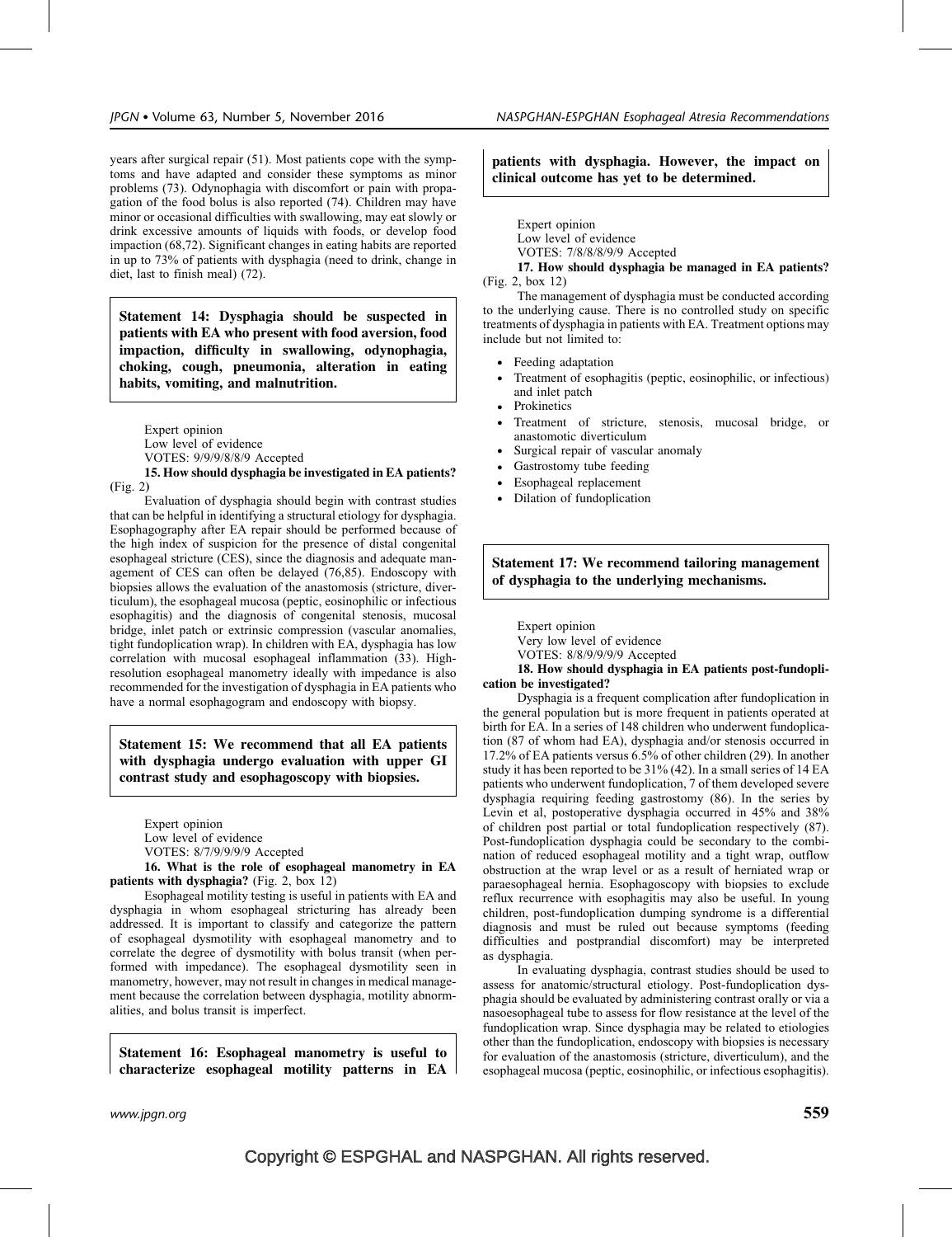years after surgical repair (51). Most patients cope with the symptoms and have adapted and consider these symptoms as minor problems (73). Odynophagia with discomfort or pain with propagation of the food bolus is also reported (74). Children may have minor or occasional difficulties with swallowing, may eat slowly or drink excessive amounts of liquids with foods, or develop food impaction (68,72). Significant changes in eating habits are reported in up to 73% of patients with dysphagia (need to drink, change in diet, last to finish meal) (72).

**Statement 14: Dysphagia should be suspected in patients with EA who present with food aversion, food impaction, difficulty in swallowing, odynophagia, choking, cough, pneumonia, alteration in eating habits, vomiting, and malnutrition.**

Expert opinion
Low level of evidence
VOTES: 9/9/9/8/8/9 Accepted

**15. How should dysphagia be investigated in EA patients?** (Fig. 2)

Evaluation of dysphagia should begin with contrast studies that can be helpful in identifying a structural etiology for dysphagia. Esophagography after EA repair should be performed because of the high index of suspicion for the presence of distal congenital esophageal stricture (CES), since the diagnosis and adequate management of CES can often be delayed (76,85). Endoscopy with biopsies allows the evaluation of the anastomosis (stricture, diverticulum), the esophageal mucosa (peptic, eosinophilic or infectious esophagitis) and the diagnosis of congenital stenosis, mucosal bridge, inlet patch or extrinsic compression (vascular anomalies, tight fundoplication wrap). In children with EA, dysphagia has low correlation with mucosal esophageal inflammation (33). High-resolution esophageal manometry ideally with impedance is also recommended for the investigation of dysphagia in EA patients who have a normal esophagogram and endoscopy with biopsy.

**Statement 15: We recommend that all EA patients with dysphagia undergo evaluation with upper GI contrast study and esophagoscopy with biopsies.**

Expert opinion
Low level of evidence
VOTES: 8/7/9/9/9/9 Accepted

**16. What is the role of esophageal manometry in EA patients with dysphagia?** (Fig. 2, box 12)

Esophageal motility testing is useful in patients with EA and dysphagia in whom esophageal stricturing has already been addressed. It is important to classify and categorize the pattern of esophageal dysmotility with esophageal manometry and to correlate the degree of dysmotility with bolus transit (when performed with impedance). The esophageal dysmotility seen in manometry, however, may not result in changes in medical management because the correlation between dysphagia, motility abnormalities, and bolus transit is imperfect.

**Statement 16: Esophageal manometry is useful to characterize esophageal motility patterns in EA patients with dysphagia. However, the impact on clinical outcome has yet to be determined.**

Expert opinion
Low level of evidence
VOTES: 7/8/8/8/9/9 Accepted

**17. How should dysphagia be managed in EA patients?** (Fig. 2, box 12)

The management of dysphagia must be conducted according to the underlying cause. There is no controlled study on specific treatments of dysphagia in patients with EA. Treatment options may include but not limited to:

- Feeding adaptation
- Treatment of esophagitis (peptic, eosinophilic, or infectious) and inlet patch
- Prokinetics
- Treatment of stricture, stenosis, mucosal bridge, or anastomotic diverticulum
- Surgical repair of vascular anomaly
- Gastrostomy tube feeding
- Esophageal replacement
- Dilation of fundoplication

**Statement 17: We recommend tailoring management of dysphagia to the underlying mechanisms.**

Expert opinion
Very low level of evidence
VOTES: 8/8/9/9/9/9 Accepted

**18. How should dysphagia in EA patients post-fundoplication be investigated?**

Dysphagia is a frequent complication after fundoplication in the general population but is more frequent in patients operated at birth for EA. In a series of 148 children who underwent fundoplication (87 of whom had EA), dysphagia and/or stenosis occurred in 17.2% of EA patients versus 6.5% of other children (29). In another study it has been reported to be 31% (42). In a small series of 14 EA patients who underwent fundoplication, 7 of them developed severe dysphagia requiring feeding gastrostomy (86). In the series by Levin et al, postoperative dysphagia occurred in 45% and 38% of children post partial or total fundoplication respectively (87). Post-fundoplication dysphagia could be secondary to the combination of reduced esophageal motility and a tight wrap, outflow obstruction at the wrap level or as a result of herniated wrap or paraesophageal hernia. Esophagoscopy with biopsies to exclude reflux recurrence with esophagitis may also be useful. In young children, post-fundoplication dumping syndrome is a differential diagnosis and must be ruled out because symptoms (feeding difficulties and postprandial discomfort) may be interpreted as dysphagia.

In evaluating dysphagia, contrast studies should be used to assess for anatomic/structural etiology. Post-fundoplication dysphagia should be evaluated by administering contrast orally or via a nasoesophageal tube to assess for flow resistance at the level of the fundoplication wrap. Since dysphagia may be related to etiologies other than the fundoplication, endoscopy with biopsies is necessary for evaluation of the anastomosis (stricture, diverticulum), and the esophageal mucosa (peptic, eosinophilic, or infectious esophagitis).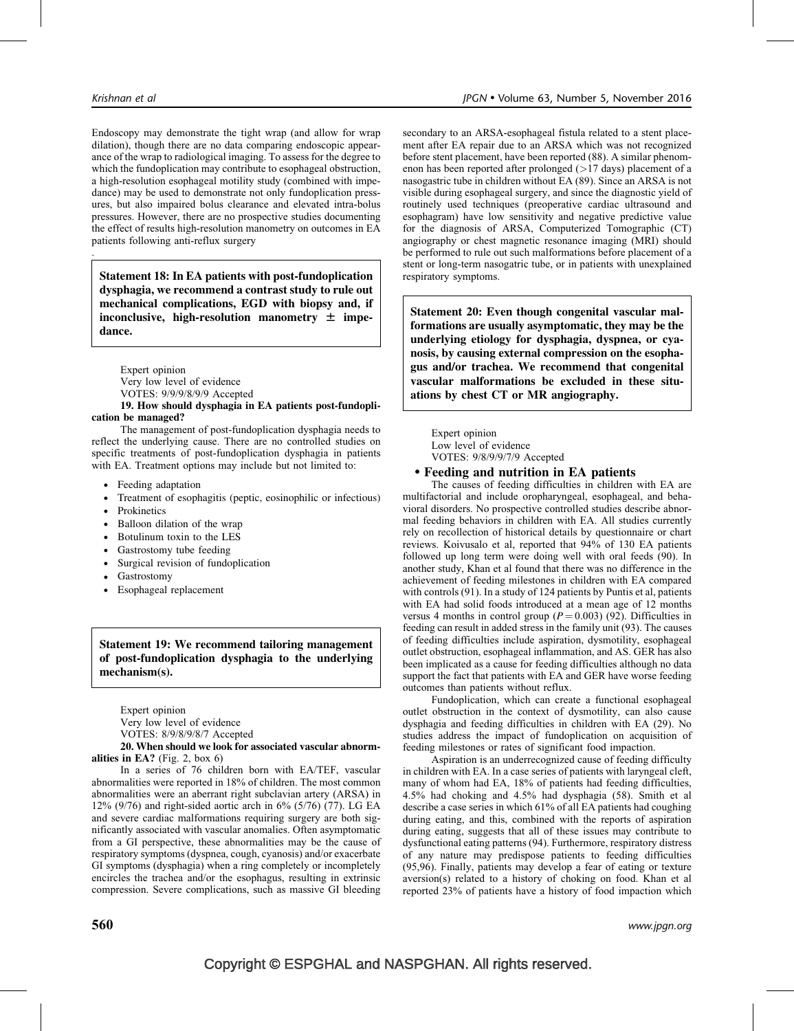Endoscopy may demonstrate the tight wrap (and allow for wrap dilation), though there are no data comparing endoscopic appearance of the wrap to radiological imaging. To assess for the degree to which the fundoplication may contribute to esophageal obstruction, a high-resolution esophageal motility study (combined with impedance) may be used to demonstrate not only fundoplication pressures, but also impaired bolus clearance and elevated intra-bolus pressures. However, there are no prospective studies documenting the effect of results high-resolution manometry on outcomes in EA patients following anti-reflux surgery

.

**Statement 18: In EA patients with post-fundoplication dysphagia, we recommend a contrast study to rule out mechanical complications, EGD with biopsy and, if inconclusive, high-resolution manometry ± impedance.**

Expert opinion
Very low level of evidence
VOTES: 9/9/9/8/9/9 Accepted

**19. How should dysphagia in EA patients post-fundoplication be managed?**

The management of post-fundoplication dysphagia needs to reflect the underlying cause. There are no controlled studies on specific treatments of post-fundoplication dysphagia in patients with EA. Treatment options may include but not limited to:

- Feeding adaptation
- Treatment of esophagitis (peptic, eosinophilic or infectious)
- Prokinetics
- Balloon dilation of the wrap
- Botulinum toxin to the LES
- Gastrostomy tube feeding
- Surgical revision of fundoplication
- Gastrostomy
- Esophageal replacement

**Statement 19: We recommend tailoring management of post-fundoplication dysphagia to the underlying mechanism(s).**

Expert opinion
Very low level of evidence
VOTES: 8/9/8/9/8/7 Accepted

**20. When should we look for associated vascular abnormalities in EA?** (Fig. 2, box 6)

In a series of 76 children born with EA/TEF, vascular abnormalities were reported in 18% of children. The most common abnormalities were an aberrant right subclavian artery (ARSA) in 12% (9/76) and right-sided aortic arch in 6% (5/76) (77). LG EA and severe cardiac malformations requiring surgery are both significantly associated with vascular anomalies. Often asymptomatic from a GI perspective, these abnormalities may be the cause of respiratory symptoms (dyspnea, cough, cyanosis) and/or exacerbate GI symptoms (dysphagia) when a ring completely or incompletely encircles the trachea and/or the esophagus, resulting in extrinsic compression. Severe complications, such as massive GI bleeding secondary to an ARSA-esophageal fistula related to a stent placement after EA repair due to an ARSA which was not recognized before stent placement, have been reported (88). A similar phenomenon has been reported after prolonged (>17 days) placement of a nasogastric tube in children without EA (89). Since an ARSA is not visible during esophageal surgery, and since the diagnostic yield of routinely used techniques (preoperative cardiac ultrasound and esophagram) have low sensitivity and negative predictive value for the diagnosis of ARSA, Computerized Tomographic (CT) angiography or chest magnetic resonance imaging (MRI) should be performed to rule out such malformations before placement of a stent or long-term nasogastric tube, or in patients with unexplained respiratory symptoms.

**Statement 20: Even though congenital vascular malformations are usually asymptomatic, they may be the underlying etiology for dysphagia, dyspnea, or cyanosis, by causing external compression on the esophagus and/or trachea. We recommend that congenital vascular malformations be excluded in these situations by chest CT or MR angiography.**

Expert opinion
Low level of evidence
VOTES: 9/8/9/9/7/9 Accepted

## • Feeding and nutrition in EA patients

The causes of feeding difficulties in children with EA are multifactorial and include oropharyngeal, esophageal, and behavioral disorders. No prospective controlled studies describe abnormal feeding behaviors in children with EA. All studies currently rely on recollection of historical details by questionnaire or chart reviews. Koivusalo et al, reported that 94% of 130 EA patients followed up long term were doing well with oral feeds (90). In another study, Khan et al found that there was no difference in the achievement of feeding milestones in children with EA compared with controls (91). In a study of 124 patients by Puntis et al, patients with EA had solid foods introduced at a mean age of 12 months versus 4 months in control group ($P = 0.003$) (92). Difficulties in feeding can result in added stress in the family unit (93). The causes of feeding difficulties include aspiration, dysmotility, esophageal outlet obstruction, esophageal inflammation, and AS. GER has also been implicated as a cause for feeding difficulties although no data support the fact that patients with EA and GER have worse feeding outcomes than patients without reflux.

Fundoplication, which can create a functional esophageal outlet obstruction in the context of dysmotility, can also cause dysphagia and feeding difficulties in children with EA (29). No studies address the impact of fundoplication on acquisition of feeding milestones or rates of significant food impaction.

Aspiration is an underrecognized cause of feeding difficulty in children with EA. In a case series of patients with laryngeal cleft, many of whom had EA, 18% of patients had feeding difficulties, 4.5% had choking and 4.5% had dysphagia (58). Smith et al describe a case series in which 61% of all EA patients had coughing during eating, and this, combined with the reports of aspiration during eating, suggests that all of these issues may contribute to dysfunctional eating patterns (94). Furthermore, respiratory distress of any nature may predispose patients to feeding difficulties (95,96). Finally, patients may develop a fear of eating or texture aversion(s) related to a history of choking on food. Khan et al reported 23% of patients have a history of food impaction which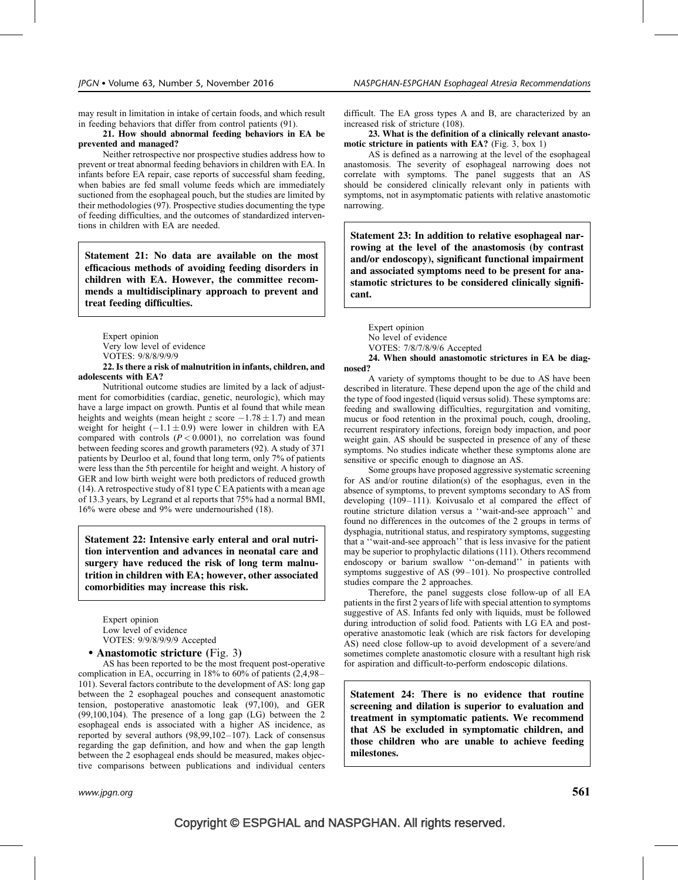may result in limitation in intake of certain foods, and which result in feeding behaviors that differ from control patients (91).

**21. How should abnormal feeding behaviors in EA be prevented and managed?**

Neither retrospective nor prospective studies address how to prevent or treat abnormal feeding behaviors in children with EA. In infants before EA repair, case reports of successful sham feeding, when babies are fed small volume feeds which are immediately suctioned from the esophageal pouch, but the studies are limited by their methodologies (97). Prospective studies documenting the type of feeding difficulties, and the outcomes of standardized interventions in children with EA are needed.

> **Statement 21: No data are available on the most efficacious methods of avoiding feeding disorders in children with EA. However, the committee recommends a multidisciplinary approach to prevent and treat feeding difficulties.**

Expert opinion
Very low level of evidence
VOTES: 9/8/8/9/9/9

**22. Is there a risk of malnutrition in infants, children, and adolescents with EA?**

Nutritional outcome studies are limited by a lack of adjustment for comorbidities (cardiac, genetic, neurologic), which may have a large impact on growth. Puntis et al found that while mean heights and weights (mean height $z$ score $-1.78 \pm 1.7$) and mean weight for height ($-1.1 \pm 0.9$) were lower in children with EA compared with controls ($P < 0.0001$), no correlation was found between feeding scores and growth parameters (92). A study of 371 patients by Deurloo et al, found that long term, only 7% of patients were less than the 5th percentile for height and weight. A history of GER and low birth weight were both predictors of reduced growth (14). A retrospective study of 81 type C EA patients with a mean age of 13.3 years, by Legrand et al reports that 75% had a normal BMI, 16% were obese and 9% were undernourished (18).

> **Statement 22: Intensive early enteral and oral nutrition intervention and advances in neonatal care and surgery have reduced the risk of long term malnutrition in children with EA; however, other associated comorbidities may increase this risk.**

Expert opinion
Low level of evidence
VOTES: 9/9/8/9/9/9 Accepted

## • Anastomotic stricture (Fig. 3)

AS has been reported to be the most frequent post-operative complication in EA, occurring in 18% to 60% of patients (2,4,98–101). Several factors contribute to the development of AS: long gap between the 2 esophageal pouches and consequent anastomotic tension, postoperative anastomotic leak (97,100), and GER (99,100,104). The presence of a long gap (LG) between the 2 esophageal ends is associated with a higher AS incidence, as reported by several authors (98,99,102–107). Lack of consensus regarding the gap definition, and how and when the gap length between the 2 esophageal ends should be measured, makes objective comparisons between publications and individual centers difficult. The EA gross types A and B, are characterized by an increased risk of stricture (108).

**23. What is the definition of a clinically relevant anastomotic stricture in patients with EA?** (Fig. 3, box 1)

AS is defined as a narrowing at the level of the esophageal anastomosis. The severity of esophageal narrowing does not correlate with symptoms. The panel suggests that an AS should be considered clinically relevant only in patients with symptoms, not in asymptomatic patients with relative anastomotic narrowing.

> **Statement 23: In addition to relative esophageal narrowing at the level of the anastomosis (by contrast and/or endoscopy), significant functional impairment and associated symptoms need to be present for anastamotic strictures to be considered clinically significant.**

Expert opinion
No level of evidence
VOTES: 7/8/7/8/9/6 Accepted

**24. When should anastomotic strictures in EA be diagnosed?**

A variety of symptoms thought to be due to AS have been described in literature. These depend upon the age of the child and the type of food ingested (liquid versus solid). These symptoms are: feeding and swallowing difficulties, regurgitation and vomiting, mucus or food retention in the proximal pouch, cough, drooling, recurrent respiratory infections, foreign body impaction, and poor weight gain. AS should be suspected in presence of any of these symptoms. No studies indicate whether these symptoms alone are sensitive or specific enough to diagnose an AS.

Some groups have proposed aggressive systematic screening for AS and/or routine dilation(s) of the esophagus, even in the absence of symptoms, to prevent symptoms secondary to AS from developing (109–111). Koivusalo et al compared the effect of routine stricture dilation versus a ''wait-and-see approach'' and found no differences in the outcomes of the 2 groups in terms of dysphagia, nutritional status, and respiratory symptoms, suggesting that a ''wait-and-see approach'' that is less invasive for the patient may be superior to prophylactic dilations (111). Others recommend endoscopy or barium swallow ''on-demand'' in patients with symptoms suggestive of AS (99–101). No prospective controlled studies compare the 2 approaches.

Therefore, the panel suggests close follow-up of all EA patients in the first 2 years of life with special attention to symptoms suggestive of AS. Infants fed only with liquids, must be followed during introduction of solid food. Patients with LG EA and post-operative anastomotic leak (which are risk factors for developing AS) need close follow-up to avoid development of a severe/and sometimes complete anastomotic closure with a resultant high risk for aspiration and difficult-to-perform endoscopic dilations.

> **Statement 24: There is no evidence that routine screening and dilation is superior to evaluation and treatment in symptomatic patients. We recommend that AS be excluded in symptomatic children, and those children who are unable to achieve feeding milestones.**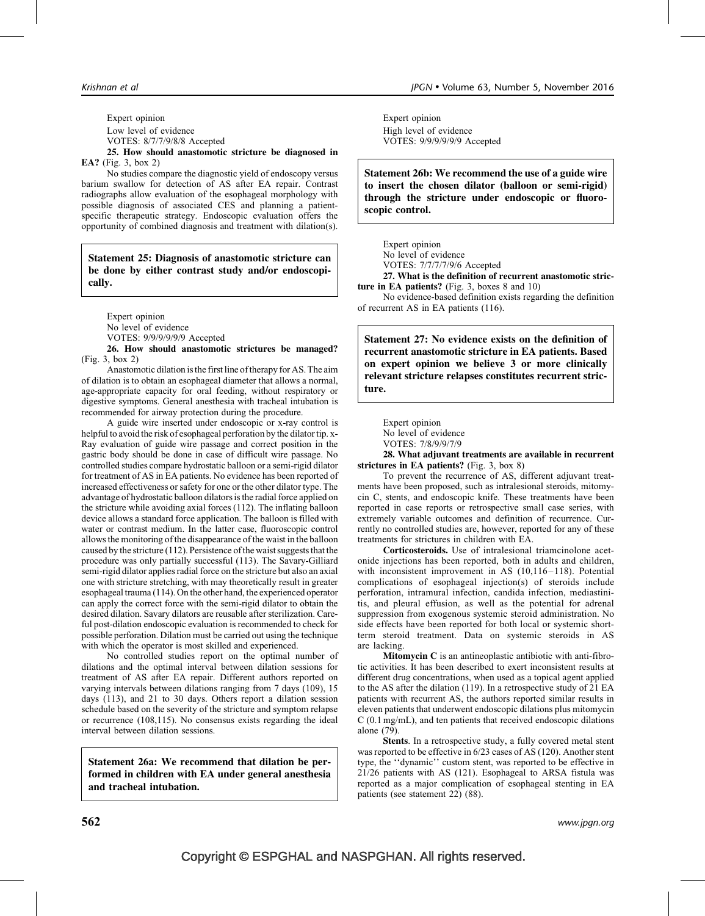Expert opinion

Low level of evidence

VOTES: 8/7/7/9/8/8 Accepted

**25. How should anastomotic stricture be diagnosed in EA?** (Fig. 3, box 2)

No studies compare the diagnostic yield of endoscopy versus barium swallow for detection of AS after EA repair. Contrast radiographs allow evaluation of the esophageal morphology with possible diagnosis of associated CES and planning a patient-specific therapeutic strategy. Endoscopic evaluation offers the opportunity of combined diagnosis and treatment with dilation(s).

> **Statement 25: Diagnosis of anastomotic stricture can be done by either contrast study and/or endoscopically.**

Expert opinion

No level of evidence

VOTES: 9/9/9/9/9/9 Accepted

**26. How should anastomotic strictures be managed?** (Fig. 3, box 2)

Anastomotic dilation is the first line of therapy for AS. The aim of dilation is to obtain an esophageal diameter that allows a normal, age-appropriate capacity for oral feeding, without respiratory or digestive symptoms. General anesthesia with tracheal intubation is recommended for airway protection during the procedure.

A guide wire inserted under endoscopic or x-ray control is helpful to avoid the risk of esophageal perforation by the dilator tip. x-Ray evaluation of guide wire passage and correct position in the gastric body should be done in case of difficult wire passage. No controlled studies compare hydrostatic balloon or a semi-rigid dilator for treatment of AS in EA patients. No evidence has been reported of increased effectiveness or safety for one or the other dilator type. The advantage of hydrostatic balloon dilators is the radial force applied on the stricture while avoiding axial forces (112). The inflating balloon device allows a standard force application. The balloon is filled with water or contrast medium. In the latter case, fluoroscopic control allows the monitoring of the disappearance of the waist in the balloon caused by the stricture (112). Persistence of the waist suggests that the procedure was only partially successful (113). The Savary-Gilliard semi-rigid dilator applies radial force on the stricture but also an axial one with stricture stretching, with may theoretically result in greater esophageal trauma (114). On the other hand, the experienced operator can apply the correct force with the semi-rigid dilator to obtain the desired dilation. Savary dilators are reusable after sterilization. Careful post-dilation endoscopic evaluation is recommended to check for possible perforation. Dilation must be carried out using the technique with which the operator is most skilled and experienced.

No controlled studies report on the optimal number of dilations and the optimal interval between dilation sessions for treatment of AS after EA repair. Different authors reported on varying intervals between dilations ranging from 7 days (109), 15 days (113), and 21 to 30 days. Others report a dilation session schedule based on the severity of the stricture and symptom relapse or recurrence (108,115). No consensus exists regarding the ideal interval between dilation sessions.

> **Statement 26a: We recommend that dilation be performed in children with EA under general anesthesia and tracheal intubation.**

Expert opinion

High level of evidence

VOTES: 9/9/9/9/9/9 Accepted

> **Statement 26b: We recommend the use of a guide wire to insert the chosen dilator (balloon or semi-rigid) through the stricture under endoscopic or fluoroscopic control.**

Expert opinion

No level of evidence

VOTES: 7/7/7/7/9/6 Accepted

**27. What is the definition of recurrent anastomotic stricture in EA patients?** (Fig. 3, boxes 8 and 10)

No evidence-based definition exists regarding the definition of recurrent AS in EA patients (116).

> **Statement 27: No evidence exists on the definition of recurrent anastomotic stricture in EA patients. Based on expert opinion we believe 3 or more clinically relevant stricture relapses constitutes recurrent stricture.**

Expert opinion

No level of evidence

VOTES: 7/8/9/9/7/9

**28. What adjuvant treatments are available in recurrent strictures in EA patients?** (Fig. 3, box 8)

To prevent the recurrence of AS, different adjuvant treatments have been proposed, such as intralesional steroids, mitomycin C, stents, and endoscopic knife. These treatments have been reported in case reports or retrospective small case series, with extremely variable outcomes and definition of recurrence. Currently no controlled studies are, however, reported for any of these treatments for strictures in children with EA.

**Corticosteroids.** Use of intralesional triamcinolone acetonide injections has been reported, both in adults and children, with inconsistent improvement in AS (10,116–118). Potential complications of esophageal injection(s) of steroids include perforation, intramural infection, candida infection, mediastinitis, and pleural effusion, as well as the potential for adrenal suppression from exogenous systemic steroid administration. No side effects have been reported for both local or systemic short-term steroid treatment. Data on systemic steroids in AS are lacking.

**Mitomycin C** is an antineoplastic antibiotic with anti-fibrotic activities. It has been described to exert inconsistent results at different drug concentrations, when used as a topical agent applied to the AS after the dilation (119). In a retrospective study of 21 EA patients with recurrent AS, the authors reported similar results in eleven patients that underwent endoscopic dilations plus mitomycin C (0.1 mg/mL), and ten patients that received endoscopic dilations alone (79).

**Stents**. In a retrospective study, a fully covered metal stent was reported to be effective in 6/23 cases of AS (120). Another stent type, the ''dynamic'' custom stent, was reported to be effective in 21/26 patients with AS (121). Esophageal to ARSA fistula was reported as a major complication of esophageal stenting in EA patients (see statement 22) (88).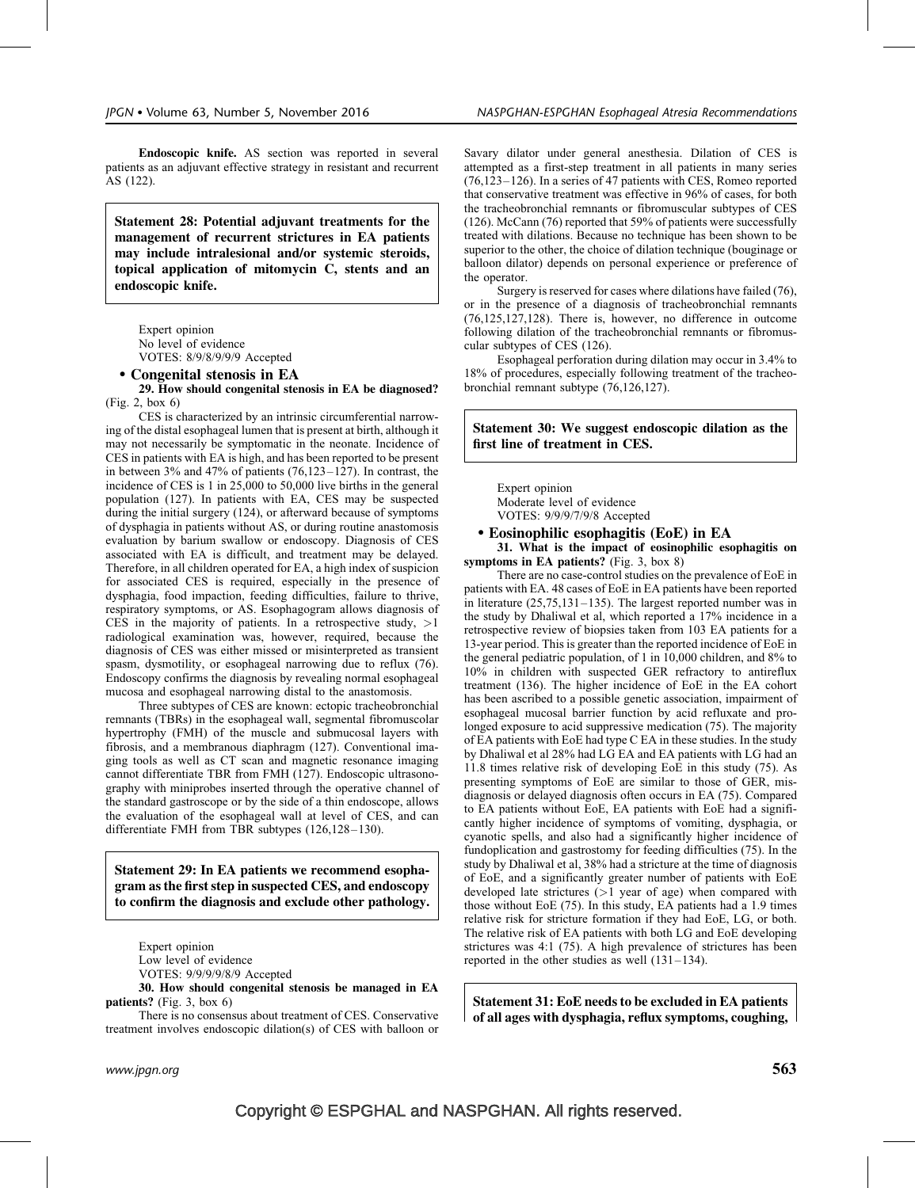**Endoscopic knife.** AS section was reported in several patients as an adjuvant effective strategy in resistant and recurrent AS (122).

> **Statement 28: Potential adjuvant treatments for the management of recurrent strictures in EA patients may include intralesional and/or systemic steroids, topical application of mitomycin C, stents and an endoscopic knife.**

Expert opinion
No level of evidence
VOTES: 8/9/8/9/9/9 Accepted

## • Congenital stenosis in EA

**29. How should congenital stenosis in EA be diagnosed?** (Fig. 2, box 6)

CES is characterized by an intrinsic circumferential narrowing of the distal esophageal lumen that is present at birth, although it may not necessarily be symptomatic in the neonate. Incidence of CES in patients with EA is high, and has been reported to be present in between 3% and 47% of patients (76,123–127). In contrast, the incidence of CES is 1 in 25,000 to 50,000 live births in the general population (127). In patients with EA, CES may be suspected during the initial surgery (124), or afterward because of symptoms of dysphagia in patients without AS, or during routine anastomosis evaluation by barium swallow or endoscopy. Diagnosis of CES associated with EA is difficult, and treatment may be delayed. Therefore, in all children operated for EA, a high index of suspicion for associated CES is required, especially in the presence of dysphagia, food impaction, feeding difficulties, failure to thrive, respiratory symptoms, or AS. Esophagogram allows diagnosis of CES in the majority of patients. In a retrospective study, >1 radiological examination was, however, required, because the diagnosis of CES was either missed or misinterpreted as transient spasm, dysmotility, or esophageal narrowing due to reflux (76). Endoscopy confirms the diagnosis by revealing normal esophageal mucosa and esophageal narrowing distal to the anastomosis.

Three subtypes of CES are known: ectopic tracheobronchial remnants (TBRs) in the esophageal wall, segmental fibromuscolar hypertrophy (FMH) of the muscle and submucosal layers with fibrosis, and a membranous diaphragm (127). Conventional imaging tools as well as CT scan and magnetic resonance imaging cannot differentiate TBR from FMH (127). Endoscopic ultrasonography with miniprobes inserted through the operative channel of the standard gastroscope or by the side of a thin endoscope, allows the evaluation of the esophageal wall at level of CES, and can differentiate FMH from TBR subtypes (126,128–130).

> **Statement 29: In EA patients we recommend esophagram as the first step in suspected CES, and endoscopy to confirm the diagnosis and exclude other pathology.**

Expert opinion
Low level of evidence
VOTES: 9/9/9/9/8/9 Accepted

**30. How should congenital stenosis be managed in EA patients?** (Fig. 3, box 6)

There is no consensus about treatment of CES. Conservative treatment involves endoscopic dilation(s) of CES with balloon or Savary dilator under general anesthesia. Dilation of CES is attempted as a first-step treatment in all patients in many series (76,123–126). In a series of 47 patients with CES, Romeo reported that conservative treatment was effective in 96% of cases, for both the tracheobronchial remnants or fibromuscular subtypes of CES (126). McCann (76) reported that 59% of patients were successfully treated with dilations. Because no technique has been shown to be superior to the other, the choice of dilation technique (bouginage or balloon dilator) depends on personal experience or preference of the operator.

Surgery is reserved for cases where dilations have failed (76), or in the presence of a diagnosis of tracheobronchial remnants (76,125,127,128). There is, however, no difference in outcome following dilation of the tracheobronchial remnants or fibromuscular subtypes of CES (126).

Esophageal perforation during dilation may occur in 3.4% to 18% of procedures, especially following treatment of the tracheobronchial remnant subtype (76,126,127).

> **Statement 30: We suggest endoscopic dilation as the first line of treatment in CES.**

Expert opinion
Moderate level of evidence
VOTES: 9/9/9/7/9/8 Accepted

## • Eosinophilic esophagitis (EoE) in EA

**31. What is the impact of eosinophilic esophagitis on symptoms in EA patients?** (Fig. 3, box 8)

There are no case-control studies on the prevalence of EoE in patients with EA. 48 cases of EoE in EA patients have been reported in literature (25,75,131–135). The largest reported number was in the study by Dhaliwal et al, which reported a 17% incidence in a retrospective review of biopsies taken from 103 EA patients for a 13-year period. This is greater than the reported incidence of EoE in the general pediatric population, of 1 in 10,000 children, and 8% to 10% in children with suspected GER refractory to antireflux treatment (136). The higher incidence of EoE in the EA cohort has been ascribed to a possible genetic association, impairment of esophageal mucosal barrier function by acid refluxate and prolonged exposure to acid suppressive medication (75). The majority of EA patients with EoE had type C EA in these studies. In the study by Dhaliwal et al 28% had LG EA and EA patients with LG had an 11.8 times relative risk of developing EoE in this study (75). As presenting symptoms of EoE are similar to those of GER, misdiagnosis or delayed diagnosis often occurs in EA (75). Compared to EA patients without EoE, EA patients with EoE had a significantly higher incidence of symptoms of vomiting, dysphagia, or cyanotic spells, and also had a significantly higher incidence of fundoplication and gastrostomy for feeding difficulties (75). In the study by Dhaliwal et al, 38% had a stricture at the time of diagnosis of EoE, and a significantly greater number of patients with EoE developed late strictures (>1 year of age) when compared with those without EoE (75). In this study, EA patients had a 1.9 times relative risk for stricture formation if they had EoE, LG, or both. The relative risk of EA patients with both LG and EoE developing strictures was 4:1 (75). A high prevalence of strictures has been reported in the other studies as well (131–134).

> **Statement 31: EoE needs to be excluded in EA patients of all ages with dysphagia, reflux symptoms, coughing,**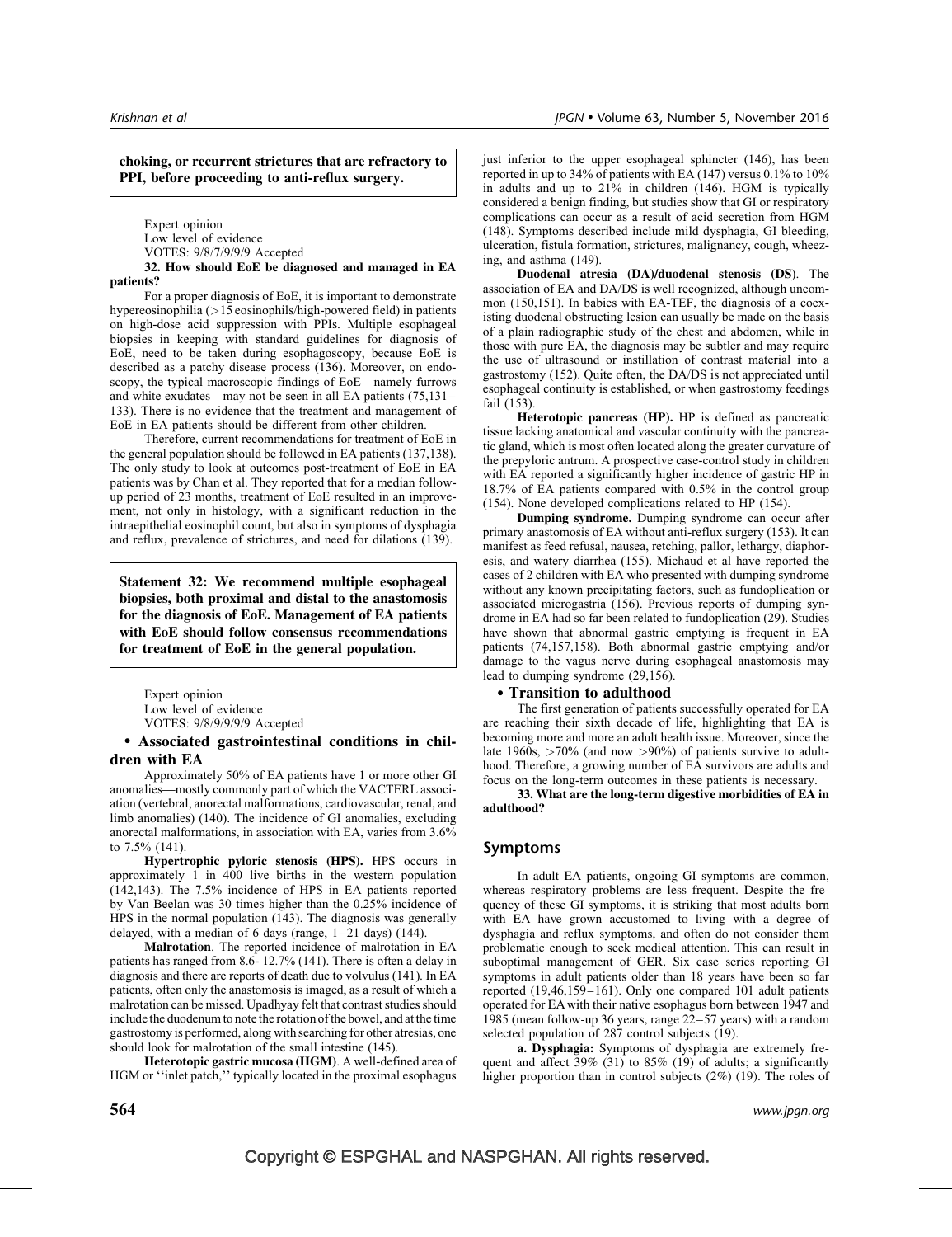**choking, or recurrent strictures that are refractory to PPI, before proceeding to anti-reflux surgery.**

Expert opinion
Low level of evidence
VOTES: 9/8/7/9/9/9 Accepted

**32. How should EoE be diagnosed and managed in EA patients?**

For a proper diagnosis of EoE, it is important to demonstrate hypereosinophilia (>15 eosinophils/high-powered field) in patients on high-dose acid suppression with PPIs. Multiple esophageal biopsies in keeping with standard guidelines for diagnosis of EoE, need to be taken during esophagoscopy, because EoE is described as a patchy disease process (136). Moreover, on endoscopy, the typical macroscopic findings of EoE—namely furrows and white exudates—may not be seen in all EA patients (75,131–133). There is no evidence that the treatment and management of EoE in EA patients should be different from other children.

Therefore, current recommendations for treatment of EoE in the general population should be followed in EA patients (137,138). The only study to look at outcomes post-treatment of EoE in EA patients was by Chan et al. They reported that for a median follow-up period of 23 months, treatment of EoE resulted in an improvement, not only in histology, with a significant reduction in the intraepithelial eosinophil count, but also in symptoms of dysphagia and reflux, prevalence of strictures, and need for dilations (139).

**Statement 32: We recommend multiple esophageal biopsies, both proximal and distal to the anastomosis for the diagnosis of EoE. Management of EA patients with EoE should follow consensus recommendations for treatment of EoE in the general population.**

Expert opinion
Low level of evidence
VOTES: 9/8/9/9/9/9 Accepted

## • Associated gastrointestinal conditions in children with EA

Approximately 50% of EA patients have 1 or more other GI anomalies—mostly commonly part of which the VACTERL association (vertebral, anorectal malformations, cardiovascular, renal, and limb anomalies) (140). The incidence of GI anomalies, excluding anorectal malformations, in association with EA, varies from 3.6% to 7.5% (141).

**Hypertrophic pyloric stenosis (HPS).** HPS occurs in approximately 1 in 400 live births in the western population (142,143). The 7.5% incidence of HPS in EA patients reported by Van Beelan was 30 times higher than the 0.25% incidence of HPS in the normal population (143). The diagnosis was generally delayed, with a median of 6 days (range, 1–21 days) (144).

**Malrotation**. The reported incidence of malrotation in EA patients has ranged from 8.6- 12.7% (141). There is often a delay in diagnosis and there are reports of death due to volvulus (141). In EA patients, often only the anastomosis is imaged, as a result of which a malrotation can be missed. Upadhyay felt that contrast studies should include the duodenum to note the rotation of the bowel, and at the time gastrostomy is performed, along with searching for other atresias, one should look for malrotation of the small intestine (145).

**Heterotopic gastric mucosa (HGM)**. A well-defined area of HGM or ''inlet patch,'' typically located in the proximal esophagus just inferior to the upper esophageal sphincter (146), has been reported in up to 34% of patients with EA (147) versus 0.1% to 10% in adults and up to 21% in children (146). HGM is typically considered a benign finding, but studies show that GI or respiratory complications can occur as a result of acid secretion from HGM (148). Symptoms described include mild dysphagia, GI bleeding, ulceration, fistula formation, strictures, malignancy, cough, wheezing, and asthma (149).

**Duodenal atresia (DA)/duodenal stenosis (DS)**. The association of EA and DA/DS is well recognized, although uncommon (150,151). In babies with EA-TEF, the diagnosis of a coexisting duodenal obstructing lesion can usually be made on the basis of a plain radiographic study of the chest and abdomen, while in those with pure EA, the diagnosis may be subtler and may require the use of ultrasound or instillation of contrast material into a gastrostomy (152). Quite often, the DA/DS is not appreciated until esophageal continuity is established, or when gastrostomy feedings fail (153).

**Heterotopic pancreas (HP).** HP is defined as pancreatic tissue lacking anatomical and vascular continuity with the pancreatic gland, which is most often located along the greater curvature of the prepyloric antrum. A prospective case-control study in children with EA reported a significantly higher incidence of gastric HP in 18.7% of EA patients compared with 0.5% in the control group (154). None developed complications related to HP (154).

**Dumping syndrome.** Dumping syndrome can occur after primary anastomosis of EA without anti-reflux surgery (153). It can manifest as feed refusal, nausea, retching, pallor, lethargy, diaphoresis, and watery diarrhea (155). Michaud et al have reported the cases of 2 children with EA who presented with dumping syndrome without any known precipitating factors, such as fundoplication or associated microgastria (156). Previous reports of dumping syndrome in EA had so far been related to fundoplication (29). Studies have shown that abnormal gastric emptying is frequent in EA patients (74,157,158). Both abnormal gastric emptying and/or damage to the vagus nerve during esophageal anastomosis may lead to dumping syndrome (29,156).

## • Transition to adulthood

The first generation of patients successfully operated for EA are reaching their sixth decade of life, highlighting that EA is becoming more and more an adult health issue. Moreover, since the late 1960s, >70% (and now >90%) of patients survive to adulthood. Therefore, a growing number of EA survivors are adults and focus on the long-term outcomes in these patients is necessary.

**33. What are the long-term digestive morbidities of EA in adulthood?**

## Symptoms

In adult EA patients, ongoing GI symptoms are common, whereas respiratory problems are less frequent. Despite the frequency of these GI symptoms, it is striking that most adults born with EA have grown accustomed to living with a degree of dysphagia and reflux symptoms, and often do not consider them problematic enough to seek medical attention. This can result in suboptimal management of GER. Six case series reporting GI symptoms in adult patients older than 18 years have been so far reported (19,46,159–161). Only one compared 101 adult patients operated for EA with their native esophagus born between 1947 and 1985 (mean follow-up 36 years, range 22–57 years) with a random selected population of 287 control subjects (19).

**a. Dysphagia:** Symptoms of dysphagia are extremely frequent and affect 39% (31) to 85% (19) of adults; a significantly higher proportion than in control subjects (2%) (19). The roles of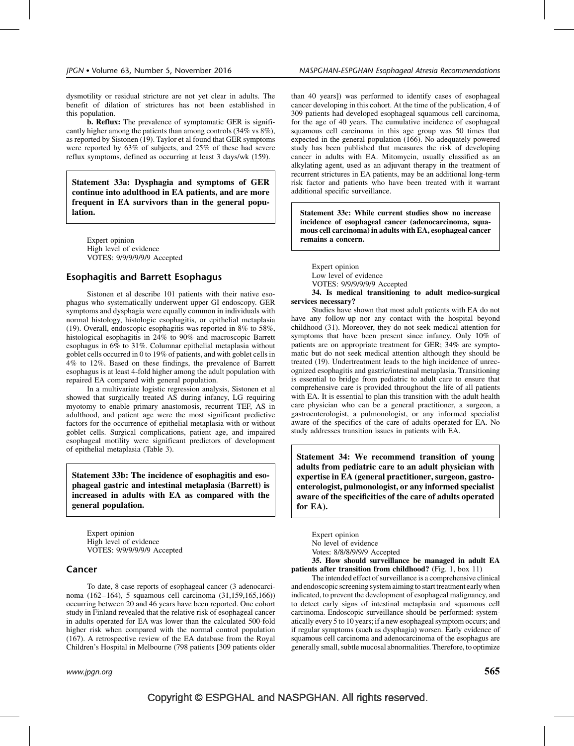dysmotility or residual stricture are not yet clear in adults. The benefit of dilation of strictures has not been established in this population.

**b. Reflux:** The prevalence of symptomatic GER is significantly higher among the patients than among controls (34% vs 8%), as reported by Sistonen (19). Taylor et al found that GER symptoms were reported by 63% of subjects, and 25% of these had severe reflux symptoms, defined as occurring at least 3 days/wk (159).

**Statement 33a: Dysphagia and symptoms of GER continue into adulthood in EA patients, and are more frequent in EA survivors than in the general population.**

Expert opinion
High level of evidence
VOTES: 9/9/9/9/9/9 Accepted

## Esophagitis and Barrett Esophagus

Sistonen et al describe 101 patients with their native esophagus who systematically underwent upper GI endoscopy. GER symptoms and dysphagia were equally common in individuals with normal histology, histologic esophagitis, or epithelial metaplasia (19). Overall, endoscopic esophagitis was reported in 8% to 58%, histological esophagitis in 24% to 90% and macroscopic Barrett esophagus in 6% to 31%. Columnar epithelial metaplasia without goblet cells occurred in 0 to 19% of patients, and with goblet cells in 4% to 12%. Based on these findings, the prevalence of Barrett esophagus is at least 4-fold higher among the adult population with repaired EA compared with general population.

In a multivariate logistic regression analysis, Sistonen et al showed that surgically treated AS during infancy, LG requiring myotomy to enable primary anastomosis, recurrent TEF, AS in adulthood, and patient age were the most significant predictive factors for the occurrence of epithelial metaplasia with or without goblet cells. Surgical complications, patient age, and impaired esophageal motility were significant predictors of development of epithelial metaplasia (Table 3).

**Statement 33b: The incidence of esophagitis and esophageal gastric and intestinal metaplasia (Barrett) is increased in adults with EA as compared with the general population.**

Expert opinion
High level of evidence
VOTES: 9/9/9/9/9/9 Accepted

## Cancer

To date, 8 case reports of esophageal cancer (3 adenocarcinoma (162–164), 5 squamous cell carcinoma (31,159,165,166)) occurring between 20 and 46 years have been reported. One cohort study in Finland revealed that the relative risk of esophageal cancer in adults operated for EA was lower than the calculated 500-fold higher risk when compared with the normal control population (167). A retrospective review of the EA database from the Royal Children's Hospital in Melbourne (798 patients [309 patients older than 40 years]) was performed to identify cases of esophageal cancer developing in this cohort. At the time of the publication, 4 of 309 patients had developed esophageal squamous cell carcinoma, for the age of 40 years. The cumulative incidence of esophageal squamous cell carcinoma in this age group was 50 times that expected in the general population (166). No adequately powered study has been published that measures the risk of developing cancer in adults with EA. Mitomycin, usually classified as an alkylating agent, used as an adjuvant therapy in the treatment of recurrent strictures in EA patients, may be an additional long-term risk factor and patients who have been treated with it warrant additional specific surveillance.

**Statement 33c: While current studies show no increase incidence of esophageal cancer (adenocarcinoma, squamous cell carcinoma) in adults with EA, esophageal cancer remains a concern.**

Expert opinion
Low level of evidence
VOTES: 9/9/9/9/9/9 Accepted

**34. Is medical transitioning to adult medico-surgical services necessary?**

Studies have shown that most adult patients with EA do not have any follow-up nor any contact with the hospital beyond childhood (31). Moreover, they do not seek medical attention for symptoms that have been present since infancy. Only 10% of patients are on appropriate treatment for GER; 34% are symptomatic but do not seek medical attention although they should be treated (19). Undertreatment leads to the high incidence of unrecognized esophagitis and gastric/intestinal metaplasia. Transitioning is essential to bridge from pediatric to adult care to ensure that comprehensive care is provided throughout the life of all patients with EA. It is essential to plan this transition with the adult health care physician who can be a general practitioner, a surgeon, a gastroenterologist, a pulmonologist, or any informed specialist aware of the specifics of the care of adults operated for EA. No study addresses transition issues in patients with EA.

**Statement 34: We recommend transition of young adults from pediatric care to an adult physician with expertise in EA (general practitioner, surgeon, gastroenterologist, pulmonologist, or any informed specialist aware of the specificities of the care of adults operated for EA).**

Expert opinion
No level of evidence
Votes: 8/8/8/9/9/9 Accepted

**35. How should surveillance be managed in adult EA patients after transition from childhood?** (Fig. 1, box 11)

The intended effect of surveillance is a comprehensive clinical and endoscopic screening system aiming to start treatment early when indicated, to prevent the development of esophageal malignancy, and to detect early signs of intestinal metaplasia and squamous cell carcinoma. Endoscopic surveillance should be performed: systematically every 5 to 10 years; if a new esophageal symptom occurs; and if regular symptoms (such as dysphagia) worsen. Early evidence of squamous cell carcinoma and adenocarcinoma of the esophagus are generally small, subtle mucosal abnormalities. Therefore, to optimize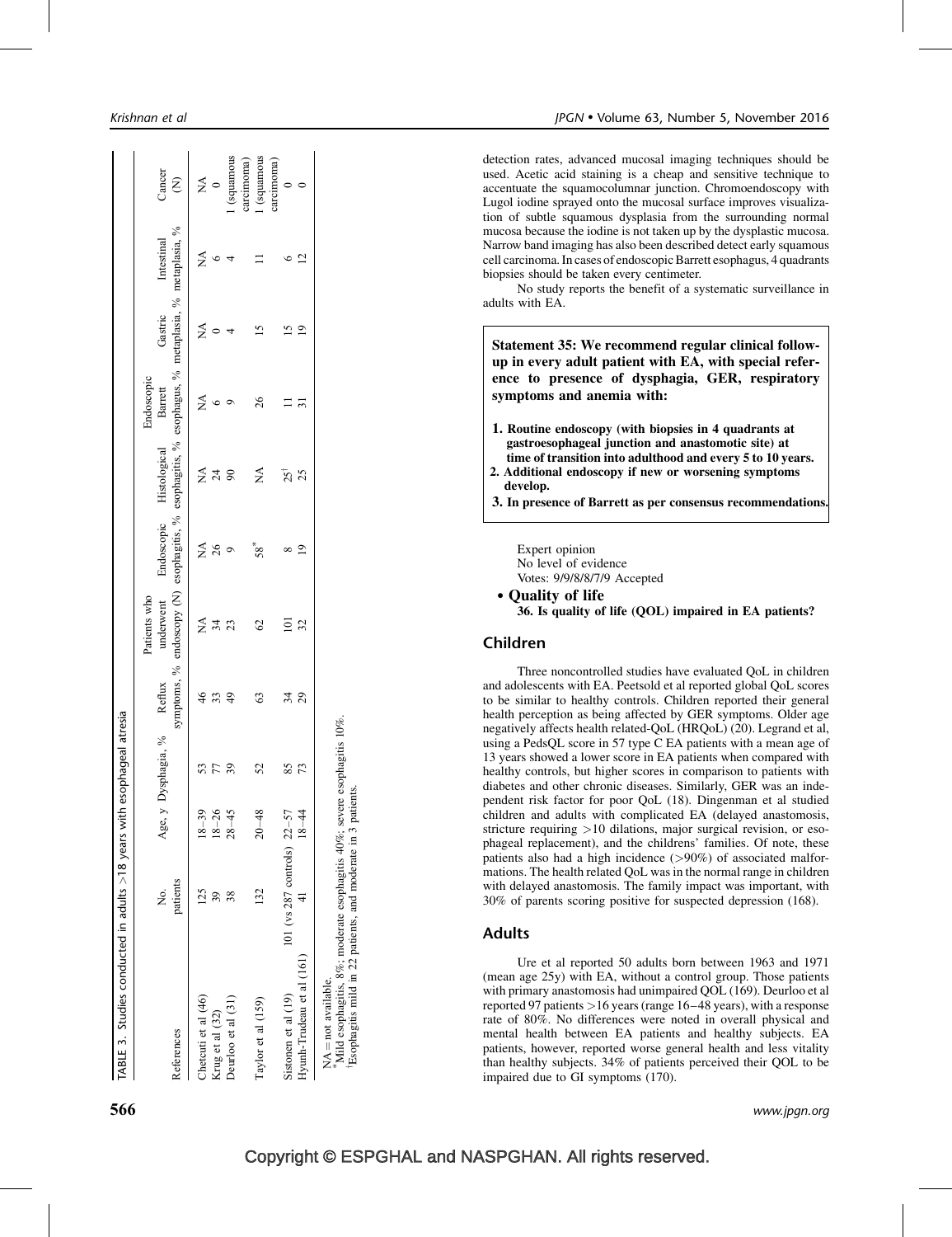TABLE 3. Studies conducted in adults >18 years with esophageal atresia

| References | No. patients | Age, y | Dysphagia, % | Reflux symptoms, % | Patients who underwent endoscopy (N) | Endoscopic esophagitis, % | Histological esophagitis, % | Endoscopic Barrett esophagus, % | Gastric metaplasia, % | Intestinal metaplasia, % | Cancer (N) |
|---|---|---|---|---|---|---|---|---|---|---|---|
| Chetcuti et al (46) | 125 | 18–39 | 53 | 46 | NA | NA | NA | NA | NA | NA | NA |
| Krug et al (32) | 39 | 18–26 | 77 | 33 | 34 | 26 | 24 | 6 | 0 | 6 | 0 |
| Deurloo et al (31) | 38 | 28–45 | 39 | 49 | 23 | 9 | 90 | 9 | 4 | 4 | 1 (squamous carcinoma) |
| Taylor et al (159) | 132 | 20–48 | 52 | 63 | 62 | 58* | NA | 26 | 15 | 11 | 1 (squamous carcinoma) |
| Sistonen et al (19) | 101 (vs 287 controls) | 22–57 | 85 | 34 | 101 | 8 | 25† | 11 | 15 | 6 | 0 |
| Hyunh-Trudeau et al (161) | 41 | 18–44 | 73 | 29 | 32 | 19 | 25 | 31 | 19 | 12 | 0 |

NA = not available.
*Mild esophagitis, 8%; moderate esophagitis 40%; severe esophagitis 10%.
†Esophagitis mild in 22 patients, and moderate in 3 patients.

detection rates, advanced mucosal imaging techniques should be used. Acetic acid staining is a cheap and sensitive technique to accentuate the squamocolumnar junction. Chromoendoscopy with Lugol iodine sprayed onto the mucosal surface improves visualization of subtle squamous dysplasia from the surrounding normal mucosa because the iodine is not taken up by the dysplastic mucosa. Narrow band imaging has also been described detect early squamous cell carcinoma. In cases of endoscopic Barrett esophagus, 4 quadrants biopsies should be taken every centimeter.

No study reports the benefit of a systematic surveillance in adults with EA.

**Statement 35: We recommend regular clinical follow-up in every adult patient with EA, with special reference to presence of dysphagia, GER, respiratory symptoms and anemia with:**

1. **Routine endoscopy (with biopsies in 4 quadrants at gastroesophageal junction and anastomotic site) at time of transition into adulthood and every 5 to 10 years.**
2. **Additional endoscopy if new or worsening symptoms develop.**
3. **In presence of Barrett as per consensus recommendations.**

Expert opinion
No level of evidence
Votes: 9/9/8/8/7/9 Accepted

- **Quality of life**

**36. Is quality of life (QOL) impaired in EA patients?**

## Children

Three noncontrolled studies have evaluated QoL in children and adolescents with EA. Peetsold et al reported global QoL scores to be similar to healthy controls. Children reported their general health perception as being affected by GER symptoms. Older age negatively affects health related-QoL (HRQoL) (20). Legrand et al, using a PedsQL score in 57 type C EA patients with a mean age of 13 years showed a lower score in EA patients when compared with healthy controls, but higher scores in comparison to patients with diabetes and other chronic diseases. Similarly, GER was an independent risk factor for poor QoL (18). Dingenman et al studied children and adults with complicated EA (delayed anastomosis, stricture requiring >10 dilations, major surgical revision, or esophageal replacement), and the childrens' families. Of note, these patients also had a high incidence (>90%) of associated malformations. The health related QoL was in the normal range in children with delayed anastomosis. The family impact was important, with 30% of parents scoring positive for suspected depression (168).

## Adults

Ure et al reported 50 adults born between 1963 and 1971 (mean age 25y) with EA, without a control group. Those patients with primary anastomosis had unimpaired QOL (169). Deurloo et al reported 97 patients >16 years (range 16–48 years), with a response rate of 80%. No differences were noted in overall physical and mental health between EA patients and healthy subjects. EA patients, however, reported worse general health and less vitality than healthy subjects. 34% of patients perceived their QOL to be impaired due to GI symptoms (170).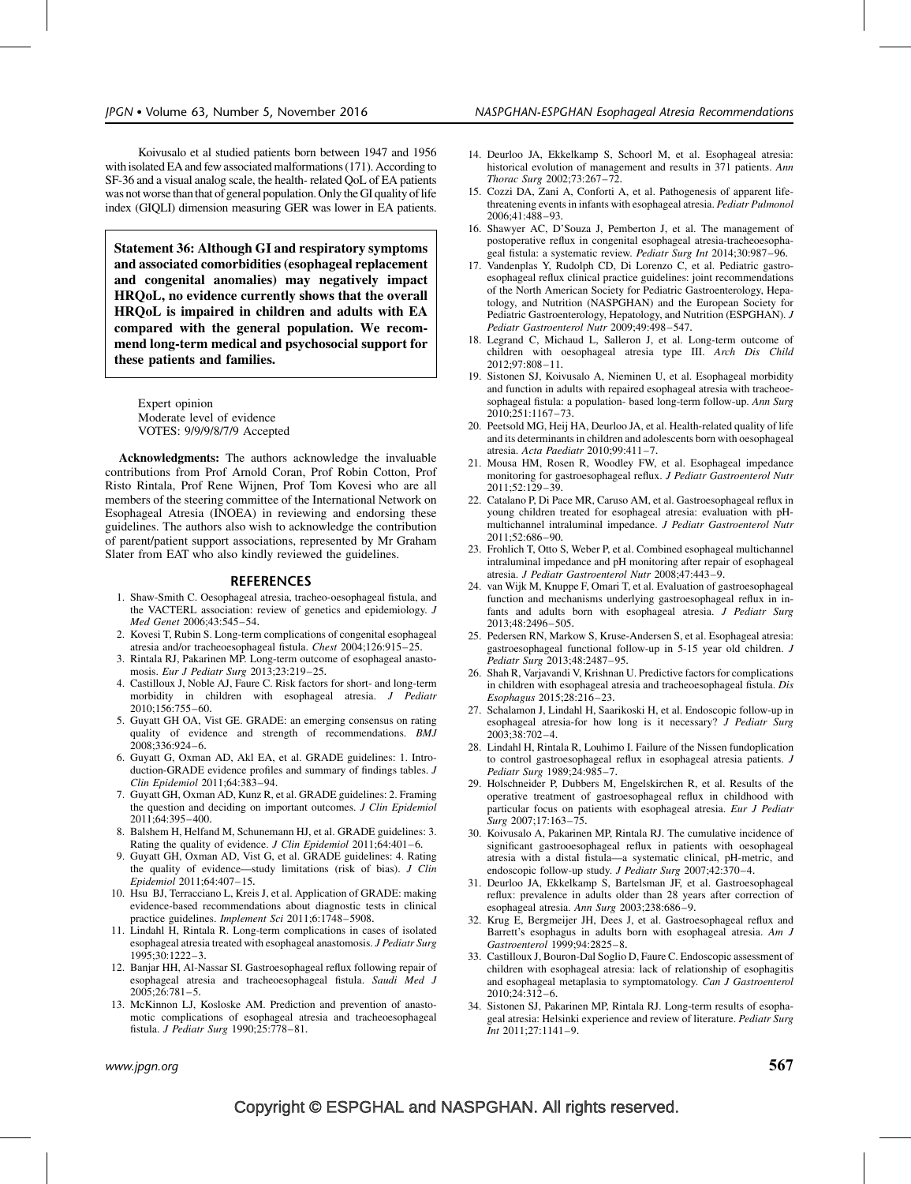Koivusalo et al studied patients born between 1947 and 1956 with isolated EA and few associated malformations (171). According to SF-36 and a visual analog scale, the health- related QoL of EA patients was not worse than that of general population. Only the GI quality of life index (GIQLI) dimension measuring GER was lower in EA patients.

**Statement 36: Although GI and respiratory symptoms and associated comorbidities (esophageal replacement and congenital anomalies) may negatively impact HRQoL, no evidence currently shows that the overall HRQoL is impaired in children and adults with EA compared with the general population. We recommend long-term medical and psychosocial support for these patients and families.**

Expert opinion
Moderate level of evidence
VOTES: 9/9/9/8/7/9 Accepted

**Acknowledgments:** The authors acknowledge the invaluable contributions from Prof Arnold Coran, Prof Robin Cotton, Prof Risto Rintala, Prof Rene Wijnen, Prof Tom Kovesi who are all members of the steering committee of the International Network on Esophageal Atresia (INOEA) in reviewing and endorsing these guidelines. The authors also wish to acknowledge the contribution of parent/patient support associations, represented by Mr Graham Slater from EAT who also kindly reviewed the guidelines.

## REFERENCES

1. Shaw-Smith C. Oesophageal atresia, tracheo-oesophageal fistula, and the VACTERL association: review of genetics and epidemiology. *J Med Genet* 2006;43:545–54.
2. Kovesi T, Rubin S. Long-term complications of congenital esophageal atresia and/or tracheoesophageal fistula. *Chest* 2004;126:915–25.
3. Rintala RJ, Pakarinen MP. Long-term outcome of esophageal anastomosis. *Eur J Pediatr Surg* 2013;23:219–25.
4. Castilloux J, Noble AJ, Faure C. Risk factors for short- and long-term morbidity in children with esophageal atresia. *J Pediatr* 2010;156:755–60.
5. Guyatt GH OA, Vist GE. GRADE: an emerging consensus on rating quality of evidence and strength of recommendations. *BMJ* 2008;336:924–6.
6. Guyatt G, Oxman AD, Akl EA, et al. GRADE guidelines: 1. Introduction-GRADE evidence profiles and summary of findings tables. *J Clin Epidemiol* 2011;64:383–94.
7. Guyatt GH, Oxman AD, Kunz R, et al. GRADE guidelines: 2. Framing the question and deciding on important outcomes. *J Clin Epidemiol* 2011;64:395–400.
8. Balshem H, Helfand M, Schunemann HJ, et al. GRADE guidelines: 3. Rating the quality of evidence. *J Clin Epidemiol* 2011;64:401–6.
9. Guyatt GH, Oxman AD, Vist G, et al. GRADE guidelines: 4. Rating the quality of evidence—study limitations (risk of bias). *J Clin Epidemiol* 2011;64:407–15.
10. Hsu BJ, Terracciano L, Kreis J, et al. Application of GRADE: making evidence-based recommendations about diagnostic tests in clinical practice guidelines. *Implement Sci* 2011;6:1748–5908.
11. Lindahl H, Rintala R. Long-term complications in cases of isolated esophageal atresia treated with esophageal anastomosis. *J Pediatr Surg* 1995;30:1222–3.
12. Banjar HH, Al-Nassar SI. Gastroesophageal reflux following repair of esophageal atresia and tracheoesophageal fistula. *Saudi Med J* 2005;26:781–5.
13. McKinnon LJ, Kosloske AM. Prediction and prevention of anastomotic complications of esophageal atresia and tracheoesophageal fistula. *J Pediatr Surg* 1990;25:778–81.
14. Deurloo JA, Ekkelkamp S, Schoorl M, et al. Esophageal atresia: historical evolution of management and results in 371 patients. *Ann Thorac Surg* 2002;73:267–72.
15. Cozzi DA, Zani A, Conforti A, et al. Pathogenesis of apparent life-threatening events in infants with esophageal atresia. *Pediatr Pulmonol* 2006;41:488–93.
16. Shawyer AC, D'Souza J, Pemberton J, et al. The management of postoperative reflux in congenital esophageal atresia-tracheoesophageal fistula: a systematic review. *Pediatr Surg Int* 2014;30:987–96.
17. Vandenplas Y, Rudolph CD, Di Lorenzo C, et al. Pediatric gastroesophageal reflux clinical practice guidelines: joint recommendations of the North American Society for Pediatric Gastroenterology, Hepatology, and Nutrition (NASPGHAN) and the European Society for Pediatric Gastroenterology, Hepatology, and Nutrition (ESPGHAN). *J Pediatr Gastroenterol Nutr* 2009;49:498–547.
18. Legrand C, Michaud L, Salleron J, et al. Long-term outcome of children with oesophageal atresia type III. *Arch Dis Child* 2012;97:808–11.
19. Sistonen SJ, Koivusalo A, Nieminen U, et al. Esophageal morbidity and function in adults with repaired esophageal atresia with tracheoesophageal fistula: a population- based long-term follow-up. *Ann Surg* 2010;251:1167–73.
20. Peetsold MG, Heij HA, Deurloo JA, et al. Health-related quality of life and its determinants in children and adolescents born with oesophageal atresia. *Acta Paediatr* 2010;99:411–7.
21. Mousa HM, Rosen R, Woodley FW, et al. Esophageal impedance monitoring for gastroesophageal reflux. *J Pediatr Gastroenterol Nutr* 2011;52:129–39.
22. Catalano P, Di Pace MR, Caruso AM, et al. Gastroesophageal reflux in young children treated for esophageal atresia: evaluation with pH-multichannel intraluminal impedance. *J Pediatr Gastroenterol Nutr* 2011;52:686–90.
23. Frohlich T, Otto S, Weber P, et al. Combined esophageal multichannel intraluminal impedance and pH monitoring after repair of esophageal atresia. *J Pediatr Gastroenterol Nutr* 2008;47:443–9.
24. van Wijk M, Knuppe F, Omari T, et al. Evaluation of gastroesophageal function and mechanisms underlying gastroesophageal reflux in infants and adults born with esophageal atresia. *J Pediatr Surg* 2013;48:2496–505.
25. Pedersen RN, Markow S, Kruse-Andersen S, et al. Esophageal atresia: gastroesophageal functional follow-up in 5-15 year old children. *J Pediatr Surg* 2013;48:2487–95.
26. Shah R, Varjavandi V, Krishnan U. Predictive factors for complications in children with esophageal atresia and tracheoesophageal fistula. *Dis Esophagus* 2015;28:216–23.
27. Schalamon J, Lindahl H, Saarikoski H, et al. Endoscopic follow-up in esophageal atresia-for how long is it necessary? *J Pediatr Surg* 2003;38:702–4.
28. Lindahl H, Rintala R, Louhimo I. Failure of the Nissen fundoplication to control gastroesophageal reflux in esophageal atresia patients. *J Pediatr Surg* 1989;24:985–7.
29. Holschneider P, Dubbers M, Engelskirchen R, et al. Results of the operative treatment of gastroesophageal reflux in childhood with particular focus on patients with esophageal atresia. *Eur J Pediatr Surg* 2007;17:163–75.
30. Koivusalo A, Pakarinen MP, Rintala RJ. The cumulative incidence of significant gastrooesophageal reflux in patients with oesophageal atresia with a distal fistula—a systematic clinical, pH-metric, and endoscopic follow-up study. *J Pediatr Surg* 2007;42:370–4.
31. Deurloo JA, Ekkelkamp S, Bartelsman JF, et al. Gastroesophageal reflux: prevalence in adults older than 28 years after correction of esophageal atresia. *Ann Surg* 2003;238:686–9.
32. Krug E, Bergmeijer JH, Dees J, et al. Gastroesophageal reflux and Barrett's esophagus in adults born with esophageal atresia. *Am J Gastroenterol* 1999;94:2825–8.
33. Castilloux J, Bouron-Dal Soglio D, Faure C. Endoscopic assessment of children with esophageal atresia: lack of relationship of esophagitis and esophageal metaplasia to symptomatology. *Can J Gastroenterol* 2010;24:312–6.
34. Sistonen SJ, Pakarinen MP, Rintala RJ. Long-term results of esophageal atresia: Helsinki experience and review of literature. *Pediatr Surg Int* 2011;27:1141–9.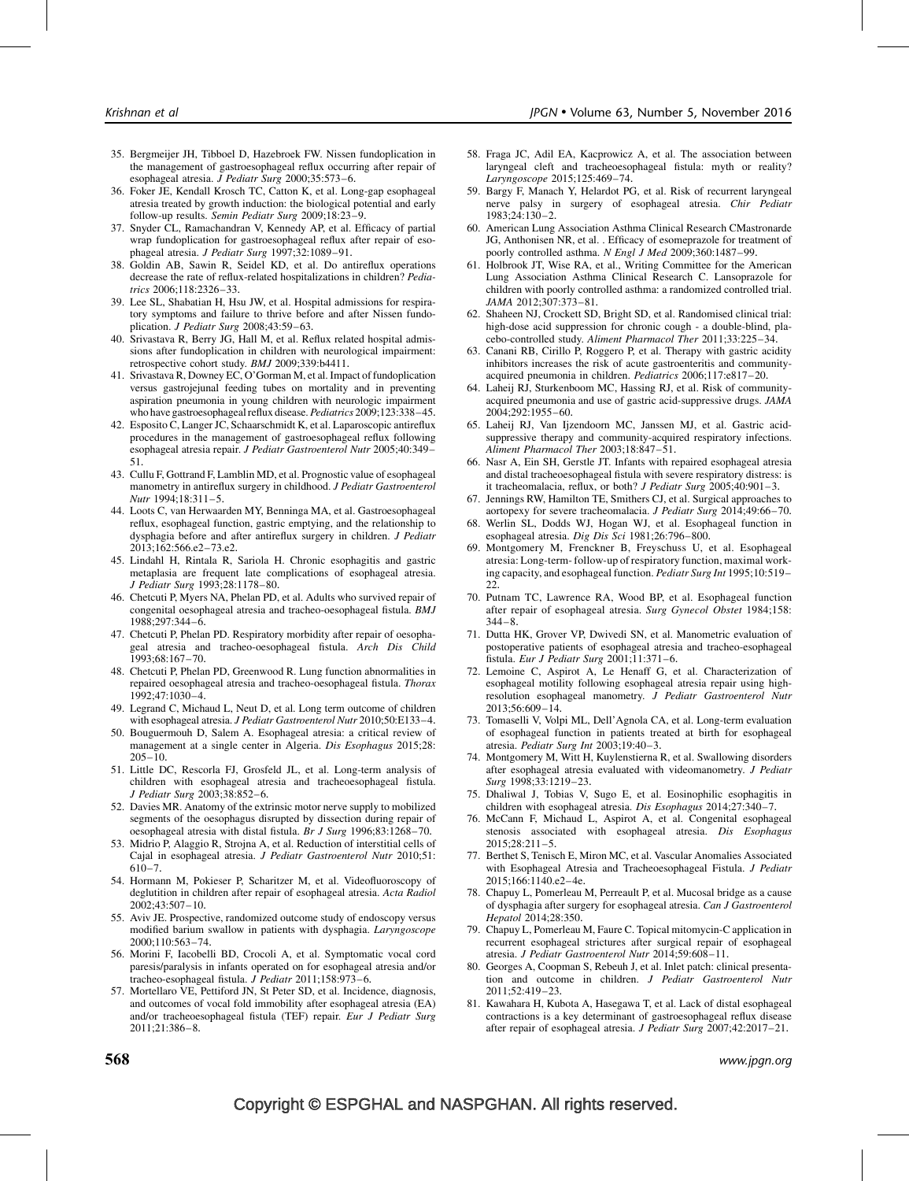35. Bergmeijer JH, Tibboel D, Hazebroek FW. Nissen fundoplication in the management of gastroesophageal reflux occurring after repair of esophageal atresia. *J Pediatr Surg* 2000;35:573–6.
36. Foker JE, Kendall Krosch TC, Catton K, et al. Long-gap esophageal atresia treated by growth induction: the biological potential and early follow-up results. *Semin Pediatr Surg* 2009;18:23–9.
37. Snyder CL, Ramachandran V, Kennedy AP, et al. Efficacy of partial wrap fundoplication for gastroesophageal reflux after repair of esophageal atresia. *J Pediatr Surg* 1997;32:1089–91.
38. Goldin AB, Sawin R, Seidel KD, et al. Do antireflux operations decrease the rate of reflux-related hospitalizations in children? *Pediatrics* 2006;118:2326–33.
39. Lee SL, Shabatian H, Hsu JW, et al. Hospital admissions for respiratory symptoms and failure to thrive before and after Nissen fundoplication. *J Pediatr Surg* 2008;43:59–63.
40. Srivastava R, Berry JG, Hall M, et al. Reflux related hospital admissions after fundoplication in children with neurological impairment: retrospective cohort study. *BMJ* 2009;339:b4411.
41. Srivastava R, Downey EC, O'Gorman M, et al. Impact of fundoplication versus gastrojejunal feeding tubes on mortality and in preventing aspiration pneumonia in young children with neurologic impairment who have gastroesophageal reflux disease. *Pediatrics* 2009;123:338–45.
42. Esposito C, Langer JC, Schaarschmidt K, et al. Laparoscopic antireflux procedures in the management of gastroesophageal reflux following esophageal atresia repair. *J Pediatr Gastroenterol Nutr* 2005;40:349–51.
43. Cullu F, Gottrand F, Lamblin MD, et al. Prognostic value of esophageal manometry in antireflux surgery in childhood. *J Pediatr Gastroenterol Nutr* 1994;18:311–5.
44. Loots C, van Herwaarden MY, Benninga MA, et al. Gastroesophageal reflux, esophageal function, gastric emptying, and the relationship to dysphagia before and after antireflux surgery in children. *J Pediatr* 2013;162:566.e2–73.e2.
45. Lindahl H, Rintala R, Sariola H. Chronic esophagitis and gastric metaplasia are frequent late complications of esophageal atresia. *J Pediatr Surg* 1993;28:1178–80.
46. Chetcuti P, Myers NA, Phelan PD, et al. Adults who survived repair of congenital oesophageal atresia and tracheo-oesophageal fistula. *BMJ* 1988;297:344–6.
47. Chetcuti P, Phelan PD. Respiratory morbidity after repair of oesophageal atresia and tracheo-oesophageal fistula. *Arch Dis Child* 1993;68:167–70.
48. Chetcuti P, Phelan PD, Greenwood R. Lung function abnormalities in repaired oesophageal atresia and tracheo-oesophageal fistula. *Thorax* 1992;47:1030–4.
49. Legrand C, Michaud L, Neut D, et al. Long term outcome of children with esophageal atresia. *J Pediatr Gastroenterol Nutr* 2010;50:E133–4.
50. Bouguermouh D, Salem A. Esophageal atresia: a critical review of management at a single center in Algeria. *Dis Esophagus* 2015;28:205–10.
51. Little DC, Rescorla FJ, Grosfeld JL, et al. Long-term analysis of children with esophageal atresia and tracheoesophageal fistula. *J Pediatr Surg* 2003;38:852–6.
52. Davies MR. Anatomy of the extrinsic motor nerve supply to mobilized segments of the oesophagus disrupted by dissection during repair of oesophageal atresia with distal fistula. *Br J Surg* 1996;83:1268–70.
53. Midrio P, Alaggio R, Strojna A, et al. Reduction of interstitial cells of Cajal in esophageal atresia. *J Pediatr Gastroenterol Nutr* 2010;51:610–7.
54. Hormann M, Pokieser P, Scharitzer M, et al. Videofluoroscopy of deglutition in children after repair of esophageal atresia. *Acta Radiol* 2002;43:507–10.
55. Aviv JE. Prospective, randomized outcome study of endoscopy versus modified barium swallow in patients with dysphagia. *Laryngoscope* 2000;110:563–74.
56. Morini F, Iacobelli BD, Crocoli A, et al. Symptomatic vocal cord paresis/paralysis in infants operated on for esophageal atresia and/or tracheo-esophageal fistula. *J Pediatr* 2011;158:973–6.
57. Mortellaro VE, Pettiford JN, St Peter SD, et al. Incidence, diagnosis, and outcomes of vocal fold immobility after esophageal atresia (EA) and/or tracheoesophageal fistula (TEF) repair. *Eur J Pediatr Surg* 2011;21:386–8.
58. Fraga JC, Adil EA, Kacprowicz A, et al. The association between laryngeal cleft and tracheoesophageal fistula: myth or reality? *Laryngoscope* 2015;125:469–74.
59. Bargy F, Manach Y, Helardot PG, et al. Risk of recurrent laryngeal nerve palsy in surgery of esophageal atresia. *Chir Pediatr* 1983;24:130–2.
60. American Lung Association Asthma Clinical Research CMastronarde JG, Anthonisen NR, et al. . Efficacy of esomeprazole for treatment of poorly controlled asthma. *N Engl J Med* 2009;360:1487–99.
61. Holbrook JT, Wise RA, et al., Writing Committee for the American Lung Association Asthma Clinical Research C. Lansoprazole for children with poorly controlled asthma: a randomized controlled trial. *JAMA* 2012;307:373–81.
62. Shaheen NJ, Crockett SD, Bright SD, et al. Randomised clinical trial: high-dose acid suppression for chronic cough - a double-blind, placebo-controlled study. *Aliment Pharmacol Ther* 2011;33:225–34.
63. Canani RB, Cirillo P, Roggero P, et al. Therapy with gastric acidity inhibitors increases the risk of acute gastroenteritis and community-acquired pneumonia in children. *Pediatrics* 2006;117:e817–20.
64. Laheij RJ, Sturkenboom MC, Hassing RJ, et al. Risk of community-acquired pneumonia and use of gastric acid-suppressive drugs. *JAMA* 2004;292:1955–60.
65. Laheij RJ, Van Ijzendoorn MC, Janssen MJ, et al. Gastric acid-suppressive therapy and community-acquired respiratory infections. *Aliment Pharmacol Ther* 2003;18:847–51.
66. Nasr A, Ein SH, Gerstle JT. Infants with repaired esophageal atresia and distal tracheoesophageal fistula with severe respiratory distress: is it tracheomalacia, reflux, or both? *J Pediatr Surg* 2005;40:901–3.
67. Jennings RW, Hamilton TE, Smithers CJ, et al. Surgical approaches to aortopexy for severe tracheomalacia. *J Pediatr Surg* 2014;49:66–70.
68. Werlin SL, Dodds WJ, Hogan WJ, et al. Esophageal function in esophageal atresia. *Dig Dis Sci* 1981;26:796–800.
69. Montgomery M, Frenckner B, Freyschuss U, et al. Esophageal atresia: Long-term- follow-up of respiratory function, maximal working capacity, and esophageal function. *Pediatr Surg Int* 1995;10:519–22.
70. Putnam TC, Lawrence RA, Wood BP, et al. Esophageal function after repair of esophageal atresia. *Surg Gynecol Obstet* 1984;158:344–8.
71. Dutta HK, Grover VP, Dwivedi SN, et al. Manometric evaluation of postoperative patients of esophageal atresia and tracheo-esophageal fistula. *Eur J Pediatr Surg* 2001;11:371–6.
72. Lemoine C, Aspirot A, Le Henaff G, et al. Characterization of esophageal motility following esophageal atresia repair using high-resolution esophageal manometry. *J Pediatr Gastroenterol Nutr* 2013;56:609–14.
73. Tomaselli V, Volpi ML, Dell'Agnola CA, et al. Long-term evaluation of esophageal function in patients treated at birth for esophageal atresia. *Pediatr Surg Int* 2003;19:40–3.
74. Montgomery M, Witt H, Kuylenstierna R, et al. Swallowing disorders after esophageal atresia evaluated with videomanometry. *J Pediatr Surg* 1998;33:1219–23.
75. Dhaliwal J, Tobias V, Sugo E, et al. Eosinophilic esophagitis in children with esophageal atresia. *Dis Esophagus* 2014;27:340–7.
76. McCann F, Michaud L, Aspirot A, et al. Congenital esophageal stenosis associated with esophageal atresia. *Dis Esophagus* 2015;28:211–5.
77. Berthet S, Tenisch E, Miron MC, et al. Vascular Anomalies Associated with Esophageal Atresia and Tracheoesophageal Fistula. *J Pediatr* 2015;166:1140.e2–4e.
78. Chapuy L, Pomerleau M, Perreault P, et al. Mucosal bridge as a cause of dysphagia after surgery for esophageal atresia. *Can J Gastroenterol Hepatol* 2014;28:350.
79. Chapuy L, Pomerleau M, Faure C. Topical mitomycin-C application in recurrent esophageal strictures after surgical repair of esophageal atresia. *J Pediatr Gastroenterol Nutr* 2014;59:608–11.
80. Georges A, Coopman S, Rebeuh J, et al. Inlet patch: clinical presentation and outcome in children. *J Pediatr Gastroenterol Nutr* 2011;52:419–23.
81. Kawahara H, Kubota A, Hasegawa T, et al. Lack of distal esophageal contractions is a key determinant of gastroesophageal reflux disease after repair of esophageal atresia. *J Pediatr Surg* 2007;42:2017–21.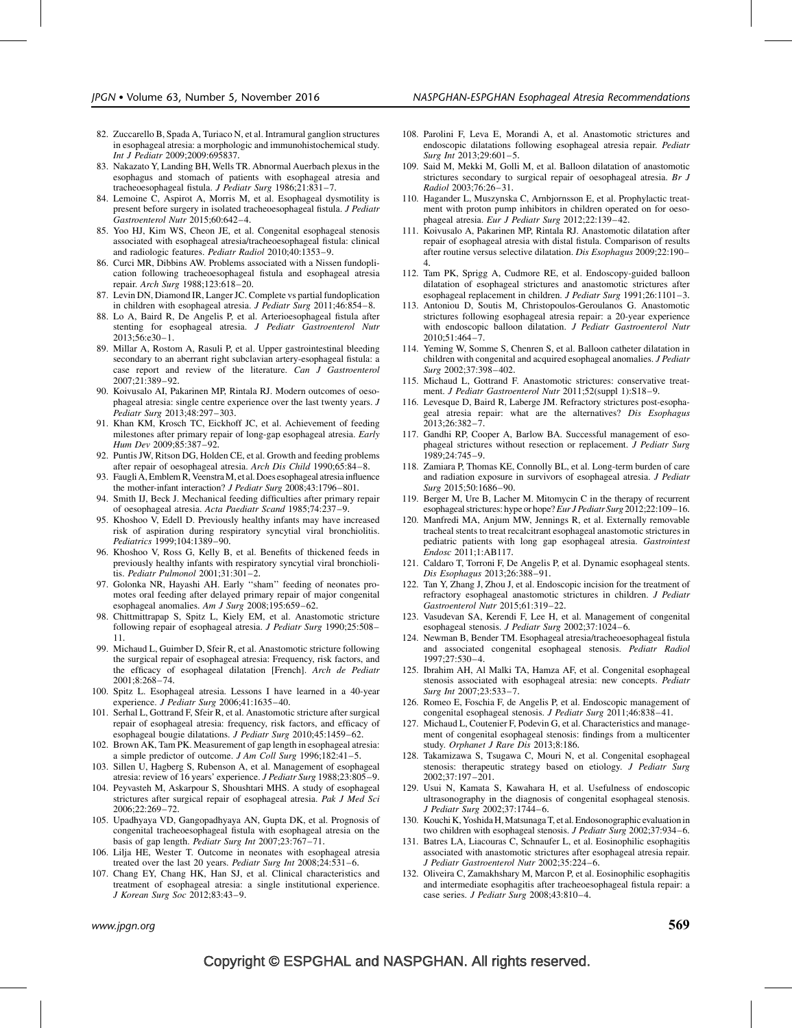82. Zuccarello B, Spada A, Turiaco N, et al. Intramural ganglion structures in esophageal atresia: a morphologic and immunohistochemical study. *Int J Pediatr* 2009;2009:695837.
83. Nakazato Y, Landing BH, Wells TR. Abnormal Auerbach plexus in the esophagus and stomach of patients with esophageal atresia and tracheoesophageal fistula. *J Pediatr Surg* 1986;21:831–7.
84. Lemoine C, Aspirot A, Morris M, et al. Esophageal dysmotility is present before surgery in isolated tracheoesophageal fistula. *J Pediatr Gastroenterol Nutr* 2015;60:642–4.
85. Yoo HJ, Kim WS, Cheon JE, et al. Congenital esophageal stenosis associated with esophageal atresia/tracheoesophageal fistula: clinical and radiologic features. *Pediatr Radiol* 2010;40:1353–9.
86. Curci MR, Dibbins AW. Problems associated with a Nissen fundoplication following tracheoesophageal fistula and esophageal atresia repair. *Arch Surg* 1988;123:618–20.
87. Levin DN, Diamond IR, Langer JC. Complete vs partial fundoplication in children with esophageal atresia. *J Pediatr Surg* 2011;46:854–8.
88. Lo A, Baird R, De Angelis P, et al. Arterioesophageal fistula after stenting for esophageal atresia. *J Pediatr Gastroenterol Nutr* 2013;56:e30–1.
89. Millar A, Rostom A, Rasuli P, et al. Upper gastrointestinal bleeding secondary to an aberrant right subclavian artery-esophageal fistula: a case report and review of the literature. *Can J Gastroenterol* 2007;21:389–92.
90. Koivusalo AI, Pakarinen MP, Rintala RJ. Modern outcomes of oesophageal atresia: single centre experience over the last twenty years. *J Pediatr Surg* 2013;48:297–303.
91. Khan KM, Krosch TC, Eickhoff JC, et al. Achievement of feeding milestones after primary repair of long-gap esophageal atresia. *Early Hum Dev* 2009;85:387–92.
92. Puntis JW, Ritson DG, Holden CE, et al. Growth and feeding problems after repair of oesophageal atresia. *Arch Dis Child* 1990;65:84–8.
93. Faugli A, Emblem R, Veenstra M, et al. Does esophageal atresia influence the mother-infant interaction? *J Pediatr Surg* 2008;43:1796–801.
94. Smith IJ, Beck J. Mechanical feeding difficulties after primary repair of oesophageal atresia. *Acta Paediatr Scand* 1985;74:237–9.
95. Khoshoo V, Edell D. Previously healthy infants may have increased risk of aspiration during respiratory syncytial viral bronchiolitis. *Pediatrics* 1999;104:1389–90.
96. Khoshoo V, Ross G, Kelly B, et al. Benefits of thickened feeds in previously healthy infants with respiratory syncytial viral bronchiolitis. *Pediatr Pulmonol* 2001;31:301–2.
97. Golonka NR, Hayashi AH. Early "sham" feeding of neonates promotes oral feeding after delayed primary repair of major congenital esophageal anomalies. *Am J Surg* 2008;195:659–62.
98. Chittmittrapap S, Spitz L, Kiely EM, et al. Anastomotic stricture following repair of esophageal atresia. *J Pediatr Surg* 1990;25:508–11.
99. Michaud L, Guimber D, Sfeir R, et al. Anastomotic stricture following the surgical repair of esophageal atresia: Frequency, risk factors, and the efficacy of esophageal dilatation [French]. *Arch de Pediatr* 2001;8:268–74.
100. Spitz L. Esophageal atresia. Lessons I have learned in a 40-year experience. *J Pediatr Surg* 2006;41:1635–40.
101. Serhal L, Gottrand F, Sfeir R, et al. Anastomotic stricture after surgical repair of esophageal atresia: frequency, risk factors, and efficacy of esophageal bougie dilatations. *J Pediatr Surg* 2010;45:1459–62.
102. Brown AK, Tam PK. Measurement of gap length in esophageal atresia: a simple predictor of outcome. *J Am Coll Surg* 1996;182:41–5.
103. Sillen U, Hagberg S, Rubenson A, et al. Management of esophageal atresia: review of 16 years' experience. *J Pediatr Surg* 1988;23:805–9.
104. Peyvasteh M, Askarpour S, Shoushtari MHS. A study of esophageal strictures after surgical repair of esophageal atresia. *Pak J Med Sci* 2006;22:269–72.
105. Upadhyaya VD, Gangopadhyaya AN, Gupta DK, et al. Prognosis of congenital tracheoesophageal fistula with esophageal atresia on the basis of gap length. *Pediatr Surg Int* 2007;23:767–71.
106. Lilja HE, Wester T. Outcome in neonates with esophageal atresia treated over the last 20 years. *Pediatr Surg Int* 2008;24:531–6.
107. Chang EY, Chang HK, Han SJ, et al. Clinical characteristics and treatment of esophageal atresia: a single institutional experience. *J Korean Surg Soc* 2012;83:43–9.
108. Parolini F, Leva E, Morandi A, et al. Anastomotic strictures and endoscopic dilatations following esophageal atresia repair. *Pediatr Surg Int* 2013;29:601–5.
109. Said M, Mekki M, Golli M, et al. Balloon dilatation of anastomotic strictures secondary to surgical repair of oesophageal atresia. *Br J Radiol* 2003;76:26–31.
110. Hagander L, Muszynska C, Arnbjornsson E, et al. Prophylactic treatment with proton pump inhibitors in children operated on for oesophageal atresia. *Eur J Pediatr Surg* 2012;22:139–42.
111. Koivusalo A, Pakarinen MP, Rintala RJ. Anastomotic dilatation after repair of esophageal atresia with distal fistula. Comparison of results after routine versus selective dilatation. *Dis Esophagus* 2009;22:190–4.
112. Tam PK, Sprigg A, Cudmore RE, et al. Endoscopy-guided balloon dilatation of esophageal strictures and anastomotic strictures after esophageal replacement in children. *J Pediatr Surg* 1991;26:1101–3.
113. Antoniou D, Soutis M, Christopoulos-Geroulanos G. Anastomotic strictures following esophageal atresia repair: a 20-year experience with endoscopic balloon dilatation. *J Pediatr Gastroenterol Nutr* 2010;51:464–7.
114. Yeming W, Somme S, Chenren S, et al. Balloon catheter dilatation in children with congenital and acquired esophageal anomalies. *J Pediatr Surg* 2002;37:398–402.
115. Michaud L, Gottrand F. Anastomotic strictures: conservative treatment. *J Pediatr Gastroenterol Nutr* 2011;52(suppl 1):S18–9.
116. Levesque D, Baird R, Laberge JM. Refractory strictures post-esophageal atresia repair: what are the alternatives? *Dis Esophagus* 2013;26:382–7.
117. Gandhi RP, Cooper A, Barlow BA. Successful management of esophageal strictures without resection or replacement. *J Pediatr Surg* 1989;24:745–9.
118. Zamiara P, Thomas KE, Connolly BL, et al. Long-term burden of care and radiation exposure in survivors of esophageal atresia. *J Pediatr Surg* 2015;50:1686–90.
119. Berger M, Ure B, Lacher M. Mitomycin C in the therapy of recurrent esophageal strictures: hype or hope? *Eur J Pediatr Surg* 2012;22:109–16.
120. Manfredi MA, Anjum MW, Jennings R, et al. Externally removable tracheal stents to treat recalcitrant esophageal anastomotic strictures in pediatric patients with long gap esophageal atresia. *Gastrointest Endosc* 2011;1:AB117.
121. Caldaro T, Torroni F, De Angelis P, et al. Dynamic esophageal stents. *Dis Esophagus* 2013;26:388–91.
122. Tan Y, Zhang J, Zhou J, et al. Endoscopic incision for the treatment of refractory esophageal anastomotic strictures in children. *J Pediatr Gastroenterol Nutr* 2015;61:319–22.
123. Vasudevan SA, Kerendi F, Lee H, et al. Management of congenital esophageal stenosis. *J Pediatr Surg* 2002;37:1024–6.
124. Newman B, Bender TM. Esophageal atresia/tracheoesophageal fistula and associated congenital esophageal stenosis. *Pediatr Radiol* 1997;27:530–4.
125. Ibrahim AH, Al Malki TA, Hamza AF, et al. Congenital esophageal stenosis associated with esophageal atresia: new concepts. *Pediatr Surg Int* 2007;23:533–7.
126. Romeo E, Foschia F, de Angelis P, et al. Endoscopic management of congenital esophageal stenosis. *J Pediatr Surg* 2011;46:838–41.
127. Michaud L, Coutenier F, Podevin G, et al. Characteristics and management of congenital esophageal stenosis: findings from a multicenter study. *Orphanet J Rare Dis* 2013;8:186.
128. Takamizawa S, Tsugawa C, Mouri N, et al. Congenital esophageal stenosis: therapeutic strategy based on etiology. *J Pediatr Surg* 2002;37:197–201.
129. Usui N, Kamata S, Kawahara H, et al. Usefulness of endoscopic ultrasonography in the diagnosis of congenital esophageal stenosis. *J Pediatr Surg* 2002;37:1744–6.
130. Kouchi K, Yoshida H, Matsunaga T, et al. Endosonographic evaluation in two children with esophageal stenosis. *J Pediatr Surg* 2002;37:934–6.
131. Batres LA, Liacouras C, Schnaufer L, et al. Eosinophilic esophagitis associated with anastomotic strictures after esophageal atresia repair. *J Pediatr Gastroenterol Nutr* 2002;35:224–6.
132. Oliveira C, Zamakhshary M, Marcon P, et al. Eosinophilic esophagitis and intermediate esophagitis after tracheoesophageal fistula repair: a case series. *J Pediatr Surg* 2008;43:810–4.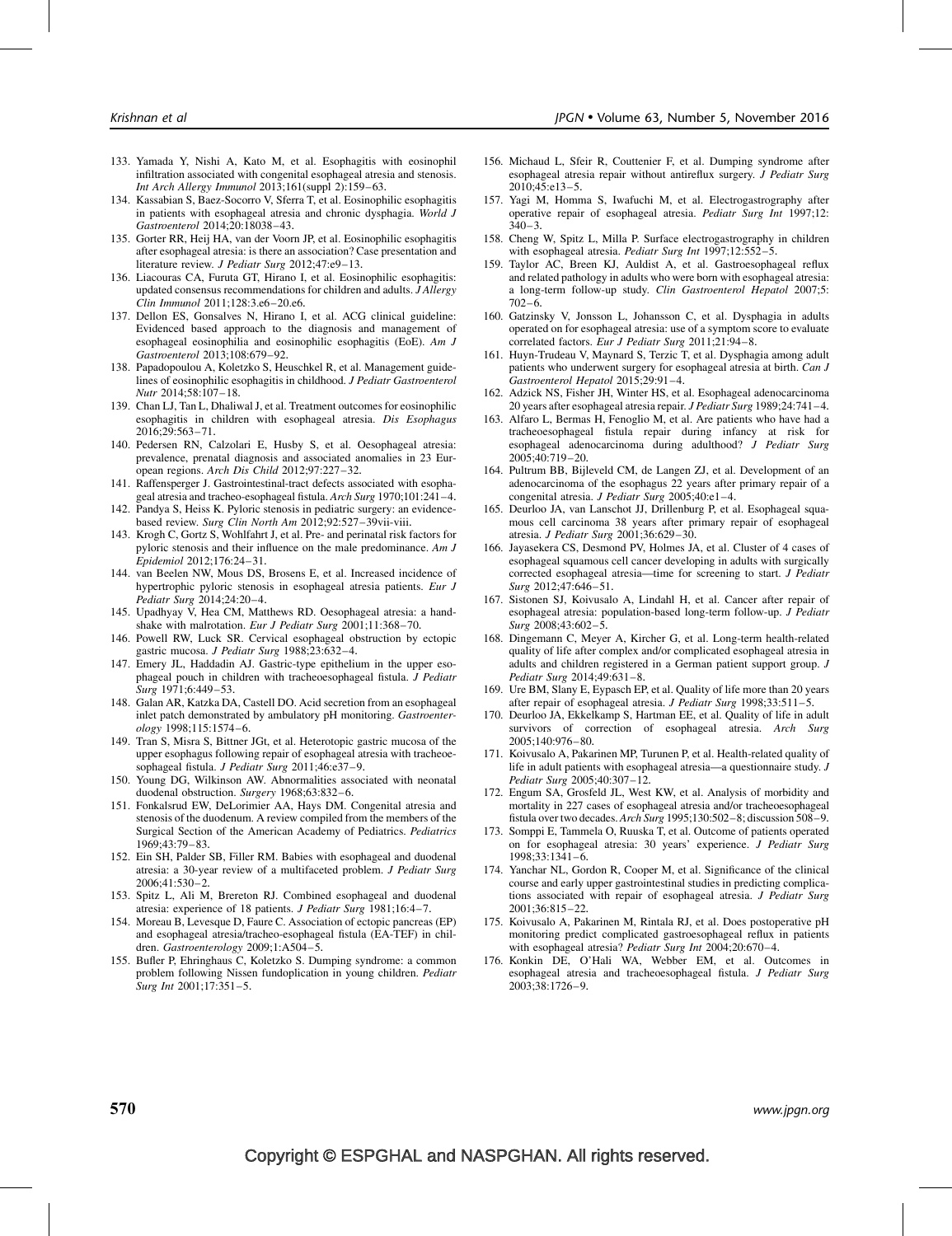133. Yamada Y, Nishi A, Kato M, et al. Esophagitis with eosinophil infiltration associated with congenital esophageal atresia and stenosis. *Int Arch Allergy Immunol* 2013;161(suppl 2):159–63.
134. Kassabian S, Baez-Socorro V, Sferra T, et al. Eosinophilic esophagitis in patients with esophageal atresia and chronic dysphagia. *World J Gastroenterol* 2014;20:18038–43.
135. Gorter RR, Heij HA, van der Voorn JP, et al. Eosinophilic esophagitis after esophageal atresia: is there an association? Case presentation and literature review. *J Pediatr Surg* 2012;47:e9–13.
136. Liacouras CA, Furuta GT, Hirano I, et al. Eosinophilic esophagitis: updated consensus recommendations for children and adults. *J Allergy Clin Immunol* 2011;128:3.e6–20.e6.
137. Dellon ES, Gonsalves N, Hirano I, et al. ACG clinical guideline: Evidenced based approach to the diagnosis and management of esophageal eosinophilia and eosinophilic esophagitis (EoE). *Am J Gastroenterol* 2013;108:679–92.
138. Papadopoulou A, Koletzko S, Heuschkel R, et al. Management guidelines of eosinophilic esophagitis in childhood. *J Pediatr Gastroenterol Nutr* 2014;58:107–18.
139. Chan LJ, Tan L, Dhaliwal J, et al. Treatment outcomes for eosinophilic esophagitis in children with esophageal atresia. *Dis Esophagus* 2016;29:563–71.
140. Pedersen RN, Calzolari E, Husby S, et al. Oesophageal atresia: prevalence, prenatal diagnosis and associated anomalies in 23 European regions. *Arch Dis Child* 2012;97:227–32.
141. Raffensperger J. Gastrointestinal-tract defects associated with esophageal atresia and tracheo-esophageal fistula. *Arch Surg* 1970;101:241–4.
142. Pandya S, Heiss K. Pyloric stenosis in pediatric surgery: an evidence-based review. *Surg Clin North Am* 2012;92:527–39vii-viii.
143. Krogh C, Gortz S, Wohlfahrt J, et al. Pre- and perinatal risk factors for pyloric stenosis and their influence on the male predominance. *Am J Epidemiol* 2012;176:24–31.
144. van Beelen NW, Mous DS, Brosens E, et al. Increased incidence of hypertrophic pyloric stenosis in esophageal atresia patients. *Eur J Pediatr Surg* 2014;24:20–4.
145. Upadhyay V, Hea CM, Matthews RD. Oesophageal atresia: a handshake with malrotation. *Eur J Pediatr Surg* 2001;11:368–70.
146. Powell RW, Luck SR. Cervical esophageal obstruction by ectopic gastric mucosa. *J Pediatr Surg* 1988;23:632–4.
147. Emery JL, Haddadin AJ. Gastric-type epithelium in the upper esophageal pouch in children with tracheoesophageal fistula. *J Pediatr Surg* 1971;6:449–53.
148. Galan AR, Katzka DA, Castell DO. Acid secretion from an esophageal inlet patch demonstrated by ambulatory pH monitoring. *Gastroenterology* 1998;115:1574–6.
149. Tran S, Misra S, Bittner JGt, et al. Heterotopic gastric mucosa of the upper esophagus following repair of esophageal atresia with tracheoesophageal fistula. *J Pediatr Surg* 2011;46:e37–9.
150. Young DG, Wilkinson AW. Abnormalities associated with neonatal duodenal obstruction. *Surgery* 1968;63:832–6.
151. Fonkalsrud EW, DeLorimier AA, Hays DM. Congenital atresia and stenosis of the duodenum. A review compiled from the members of the Surgical Section of the American Academy of Pediatrics. *Pediatrics* 1969;43:79–83.
152. Ein SH, Palder SB, Filler RM. Babies with esophageal and duodenal atresia: a 30-year review of a multifaceted problem. *J Pediatr Surg* 2006;41:530–2.
153. Spitz L, Ali M, Brereton RJ. Combined esophageal and duodenal atresia: experience of 18 patients. *J Pediatr Surg* 1981;16:4–7.
154. Moreau B, Levesque D, Faure C. Association of ectopic pancreas (EP) and esophageal atresia/tracheo-esophageal fistula (EA-TEF) in children. *Gastroenterology* 2009;1:A504–5.
155. Bufler P, Ehringhaus C, Koletzko S. Dumping syndrome: a common problem following Nissen fundoplication in young children. *Pediatr Surg Int* 2001;17:351–5.
156. Michaud L, Sfeir R, Couttenier F, et al. Dumping syndrome after esophageal atresia repair without antireflux surgery. *J Pediatr Surg* 2010;45:e13–5.
157. Yagi M, Homma S, Iwafuchi M, et al. Electrogastrography after operative repair of esophageal atresia. *Pediatr Surg Int* 1997;12: 340–3.
158. Cheng W, Spitz L, Milla P. Surface electrogastrography in children with esophageal atresia. *Pediatr Surg Int* 1997;12:552–5.
159. Taylor AC, Breen KJ, Auldist A, et al. Gastroesophageal reflux and related pathology in adults who were born with esophageal atresia: a long-term follow-up study. *Clin Gastroenterol Hepatol* 2007;5: 702–6.
160. Gatzinsky V, Jonsson L, Johansson C, et al. Dysphagia in adults operated on for esophageal atresia: use of a symptom score to evaluate correlated factors. *Eur J Pediatr Surg* 2011;21:94–8.
161. Huyn-Trudeau V, Maynard S, Terzic T, et al. Dysphagia among adult patients who underwent surgery for esophageal atresia at birth. *Can J Gastroenterol Hepatol* 2015;29:91–4.
162. Adzick NS, Fisher JH, Winter HS, et al. Esophageal adenocarcinoma 20 years after esophageal atresia repair. *J Pediatr Surg* 1989;24:741–4.
163. Alfaro L, Bermas H, Fenoglio M, et al. Are patients who have had a tracheoesophageal fistula repair during infancy at risk for esophageal adenocarcinoma during adulthood? *J Pediatr Surg* 2005;40:719–20.
164. Pultrum BB, Bijleveld CM, de Langen ZJ, et al. Development of an adenocarcinoma of the esophagus 22 years after primary repair of a congenital atresia. *J Pediatr Surg* 2005;40:e1–4.
165. Deurloo JA, van Lanschot JJ, Drillenburg P, et al. Esophageal squamous cell carcinoma 38 years after primary repair of esophageal atresia. *J Pediatr Surg* 2001;36:629–30.
166. Jayasekera CS, Desmond PV, Holmes JA, et al. Cluster of 4 cases of esophageal squamous cell cancer developing in adults with surgically corrected esophageal atresia—time for screening to start. *J Pediatr Surg* 2012;47:646–51.
167. Sistonen SJ, Koivusalo A, Lindahl H, et al. Cancer after repair of esophageal atresia: population-based long-term follow-up. *J Pediatr Surg* 2008;43:602–5.
168. Dingemann C, Meyer A, Kircher G, et al. Long-term health-related quality of life after complex and/or complicated esophageal atresia in adults and children registered in a German patient support group. *J Pediatr Surg* 2014;49:631–8.
169. Ure BM, Slany E, Eypasch EP, et al. Quality of life more than 20 years after repair of esophageal atresia. *J Pediatr Surg* 1998;33:511–5.
170. Deurloo JA, Ekkelkamp S, Hartman EE, et al. Quality of life in adult survivors of correction of esophageal atresia. *Arch Surg* 2005;140:976–80.
171. Koivusalo A, Pakarinen MP, Turunen P, et al. Health-related quality of life in adult patients with esophageal atresia—a questionnaire study. *J Pediatr Surg* 2005;40:307–12.
172. Engum SA, Grosfeld JL, West KW, et al. Analysis of morbidity and mortality in 227 cases of esophageal atresia and/or tracheoesophageal fistula over two decades. *Arch Surg* 1995;130:502–8; discussion 508–9.
173. Somppi E, Tammela O, Ruuska T, et al. Outcome of patients operated on for esophageal atresia: 30 years' experience. *J Pediatr Surg* 1998;33:1341–6.
174. Yanchar NL, Gordon R, Cooper M, et al. Significance of the clinical course and early upper gastrointestinal studies in predicting complications associated with repair of esophageal atresia. *J Pediatr Surg* 2001;36:815–22.
175. Koivusalo A, Pakarinen M, Rintala RJ, et al. Does postoperative pH monitoring predict complicated gastroesophageal reflux in patients with esophageal atresia? *Pediatr Surg Int* 2004;20:670–4.
176. Konkin DE, O'Hali WA, Webber EM, et al. Outcomes in esophageal atresia and tracheoesophageal fistula. *J Pediatr Surg* 2003;38:1726–9.